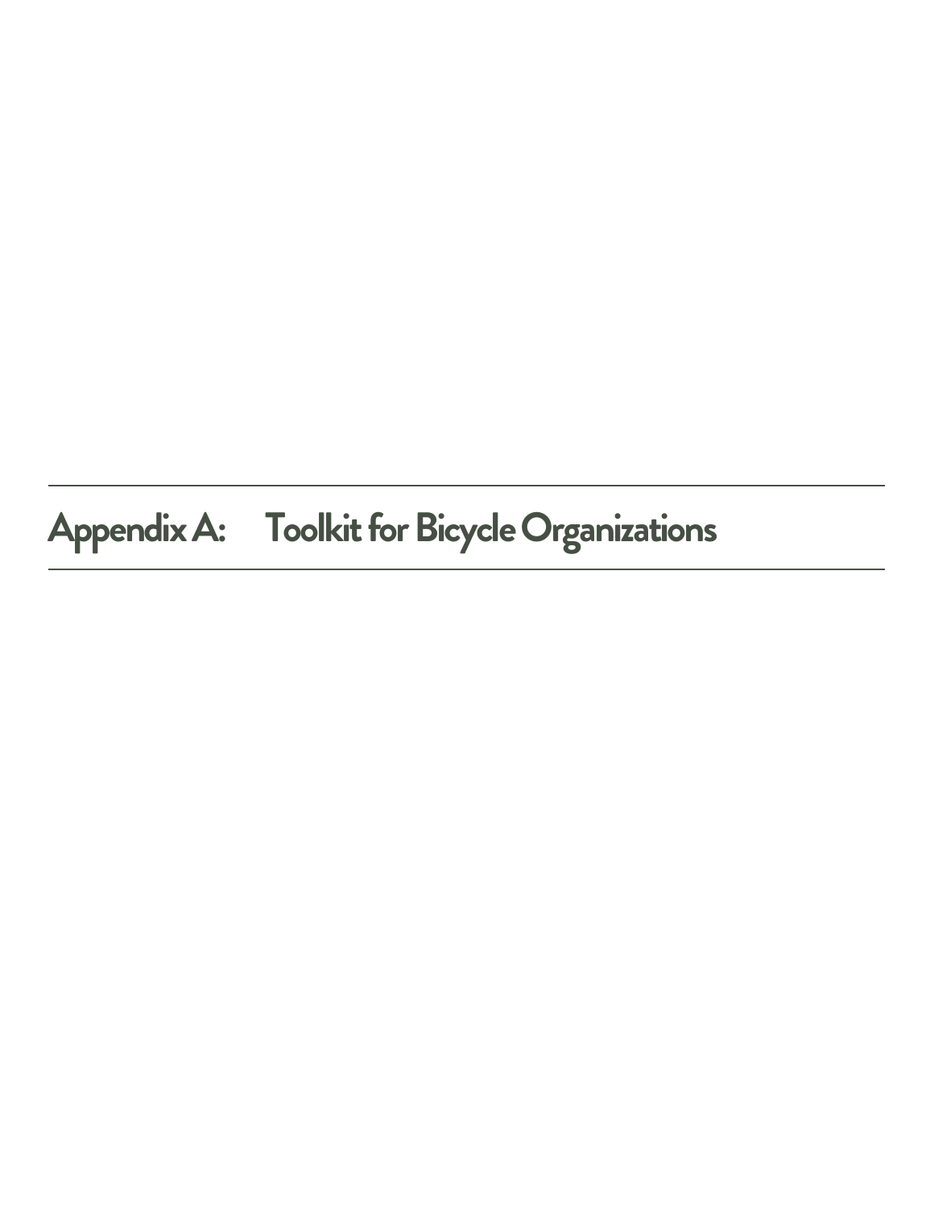# Appendix A: Toolkit for Bicycle Organizations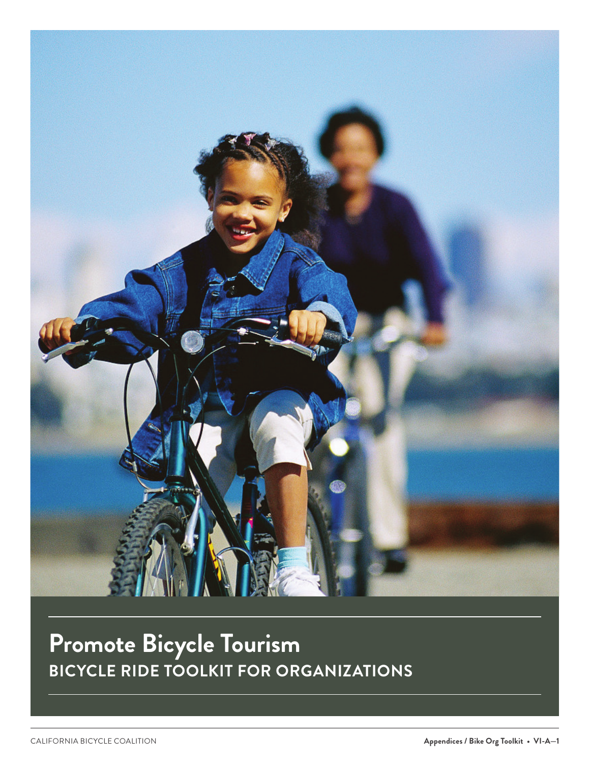# Promote Bicycle Tourism

## BICYCLE RIDE TOOLKIT FOR ORGANIZATIONS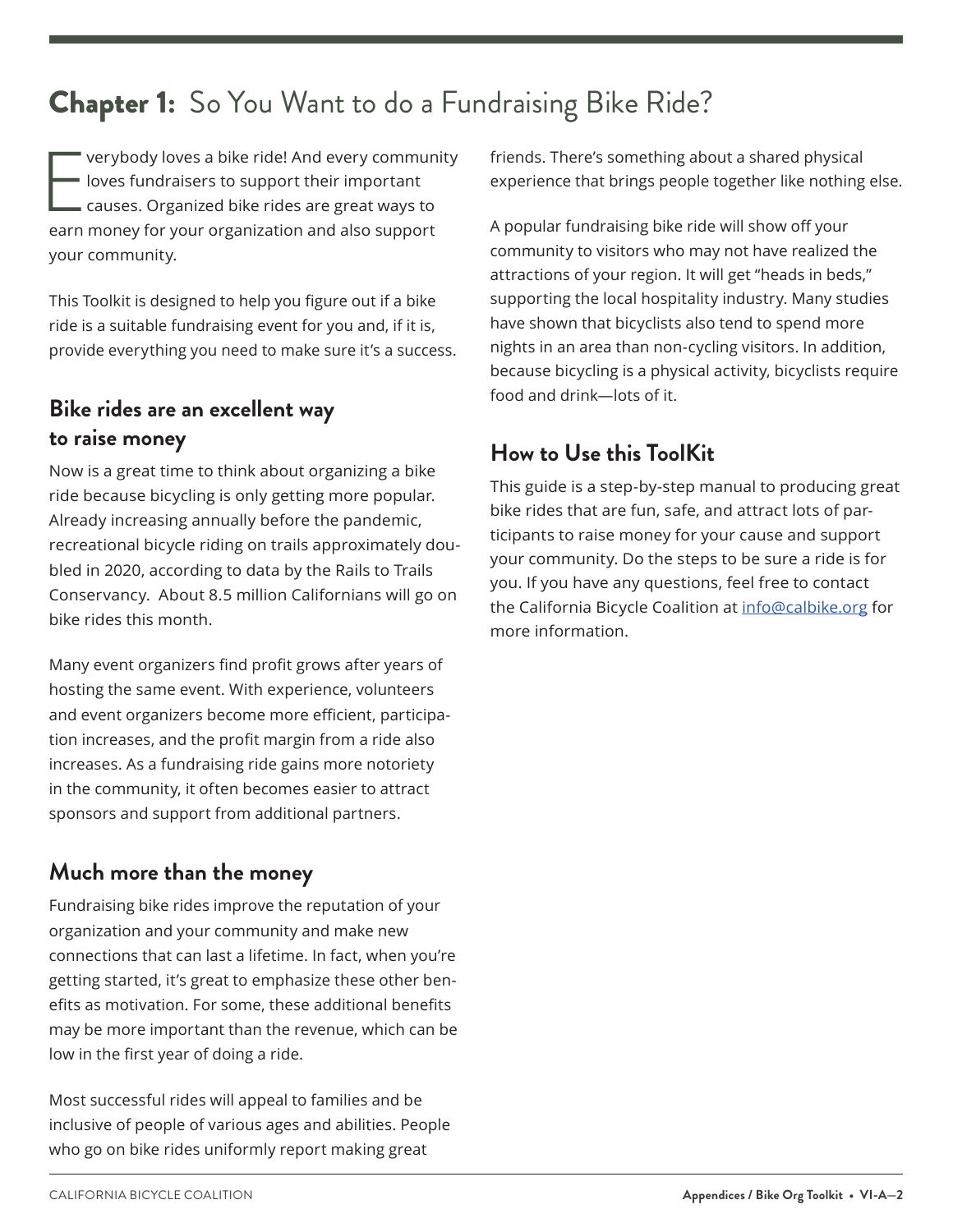# Chapter 1: So You Want to do a Fundraising Bike Ride?

Everybody loves a bike ride! And every community loves fundraisers to support their important causes. Organized bike rides are great ways to earn money for your organization and also support your community.

This Toolkit is designed to help you figure out if a bike ride is a suitable fundraising event for you and, if it is, provide everything you need to make sure it's a success.

## Bike rides are an excellent way to raise money

Now is a great time to think about organizing a bike ride because bicycling is only getting more popular. Already increasing annually before the pandemic, recreational bicycle riding on trails approximately doubled in 2020, according to data by the Rails to Trails Conservancy. About 8.5 million Californians will go on bike rides this month.

Many event organizers find profit grows after years of hosting the same event. With experience, volunteers and event organizers become more efficient, participation increases, and the profit margin from a ride also increases. As a fundraising ride gains more notoriety in the community, it often becomes easier to attract sponsors and support from additional partners.

## Much more than the money

Fundraising bike rides improve the reputation of your organization and your community and make new connections that can last a lifetime. In fact, when you're getting started, it's great to emphasize these other benefits as motivation. For some, these additional benefits may be more important than the revenue, which can be low in the first year of doing a ride.

Most successful rides will appeal to families and be inclusive of people of various ages and abilities. People who go on bike rides uniformly report making great friends. There's something about a shared physical experience that brings people together like nothing else.

A popular fundraising bike ride will show off your community to visitors who may not have realized the attractions of your region. It will get "heads in beds," supporting the local hospitality industry. Many studies have shown that bicyclists also tend to spend more nights in an area than non-cycling visitors. In addition, because bicycling is a physical activity, bicyclists require food and drink—lots of it.

## How to Use this ToolKit

This guide is a step-by-step manual to producing great bike rides that are fun, safe, and attract lots of participants to raise money for your cause and support your community. Do the steps to be sure a ride is for you. If you have any questions, feel free to contact the California Bicycle Coalition at info@calbike.org for more information.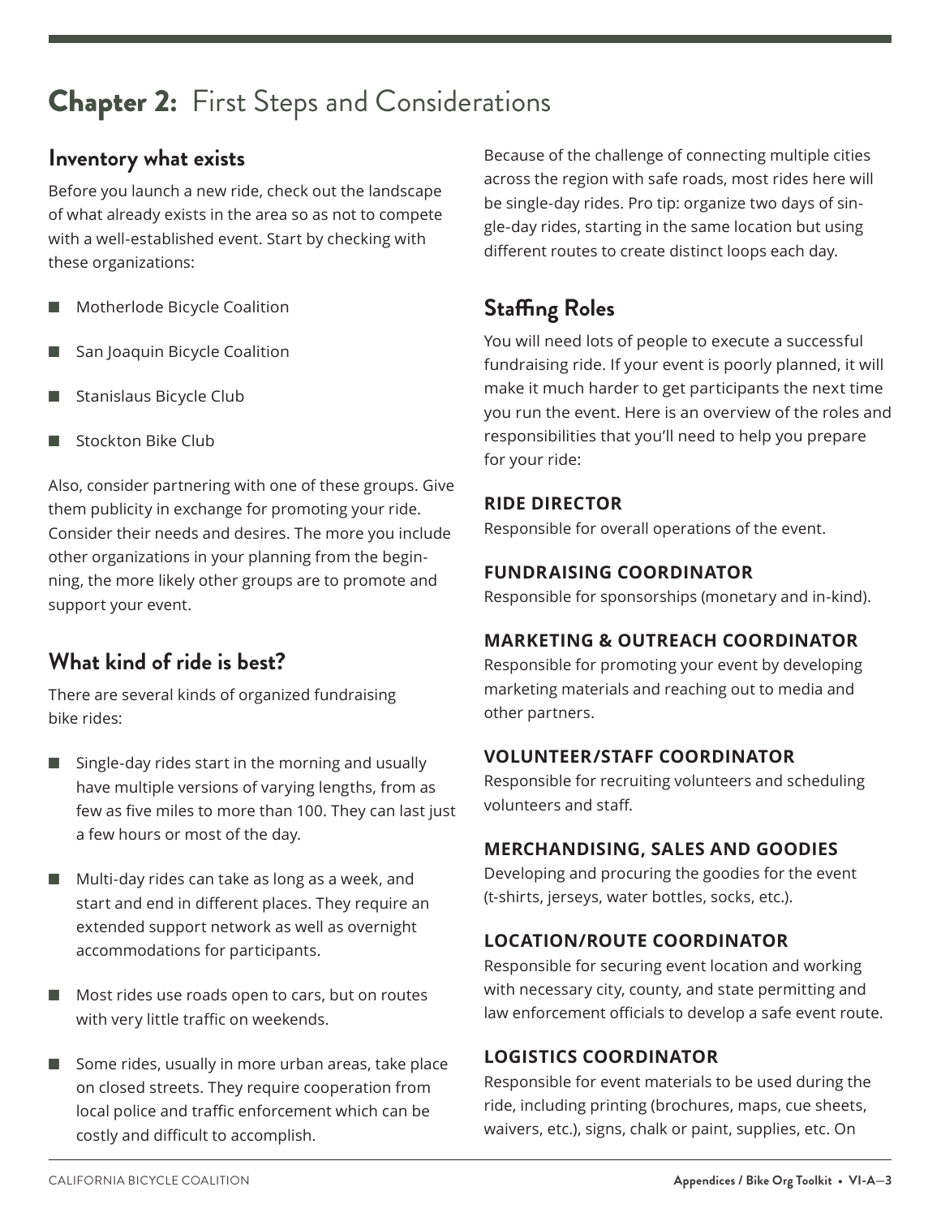# **Chapter 2:** First Steps and Considerations

## Inventory what exists

Before you launch a new ride, check out the landscape of what already exists in the area so as not to compete with a well-established event. Start by checking with these organizations:

- Motherlode Bicycle Coalition
- San Joaquin Bicycle Coalition
- Stanislaus Bicycle Club
- Stockton Bike Club

Also, consider partnering with one of these groups. Give them publicity in exchange for promoting your ride. Consider their needs and desires. The more you include other organizations in your planning from the beginning, the more likely other groups are to promote and support your event.

## What kind of ride is best?

There are several kinds of organized fundraising bike rides:

- Single-day rides start in the morning and usually have multiple versions of varying lengths, from as few as five miles to more than 100. They can last just a few hours or most of the day.
- Multi-day rides can take as long as a week, and start and end in different places. They require an extended support network as well as overnight accommodations for participants.
- Most rides use roads open to cars, but on routes with very little traffic on weekends.
- Some rides, usually in more urban areas, take place on closed streets. They require cooperation from local police and traffic enforcement which can be costly and difficult to accomplish.

Because of the challenge of connecting multiple cities across the region with safe roads, most rides here will be single-day rides. Pro tip: organize two days of single-day rides, starting in the same location but using different routes to create distinct loops each day.

## Staffing Roles

You will need lots of people to execute a successful fundraising ride. If your event is poorly planned, it will make it much harder to get participants the next time you run the event. Here is an overview of the roles and responsibilities that you'll need to help you prepare for your ride:

**RIDE DIRECTOR**
Responsible for overall operations of the event.

**FUNDRAISING COORDINATOR**
Responsible for sponsorships (monetary and in-kind).

**MARKETING & OUTREACH COORDINATOR**
Responsible for promoting your event by developing marketing materials and reaching out to media and other partners.

**VOLUNTEER/STAFF COORDINATOR**
Responsible for recruiting volunteers and scheduling volunteers and staff.

**MERCHANDISING, SALES AND GOODIES**
Developing and procuring the goodies for the event (t-shirts, jerseys, water bottles, socks, etc.).

**LOCATION/ROUTE COORDINATOR**
Responsible for securing event location and working with necessary city, county, and state permitting and law enforcement officials to develop a safe event route.

**LOGISTICS COORDINATOR**
Responsible for event materials to be used during the ride, including printing (brochures, maps, cue sheets, waivers, etc.), signs, chalk or paint, supplies, etc. On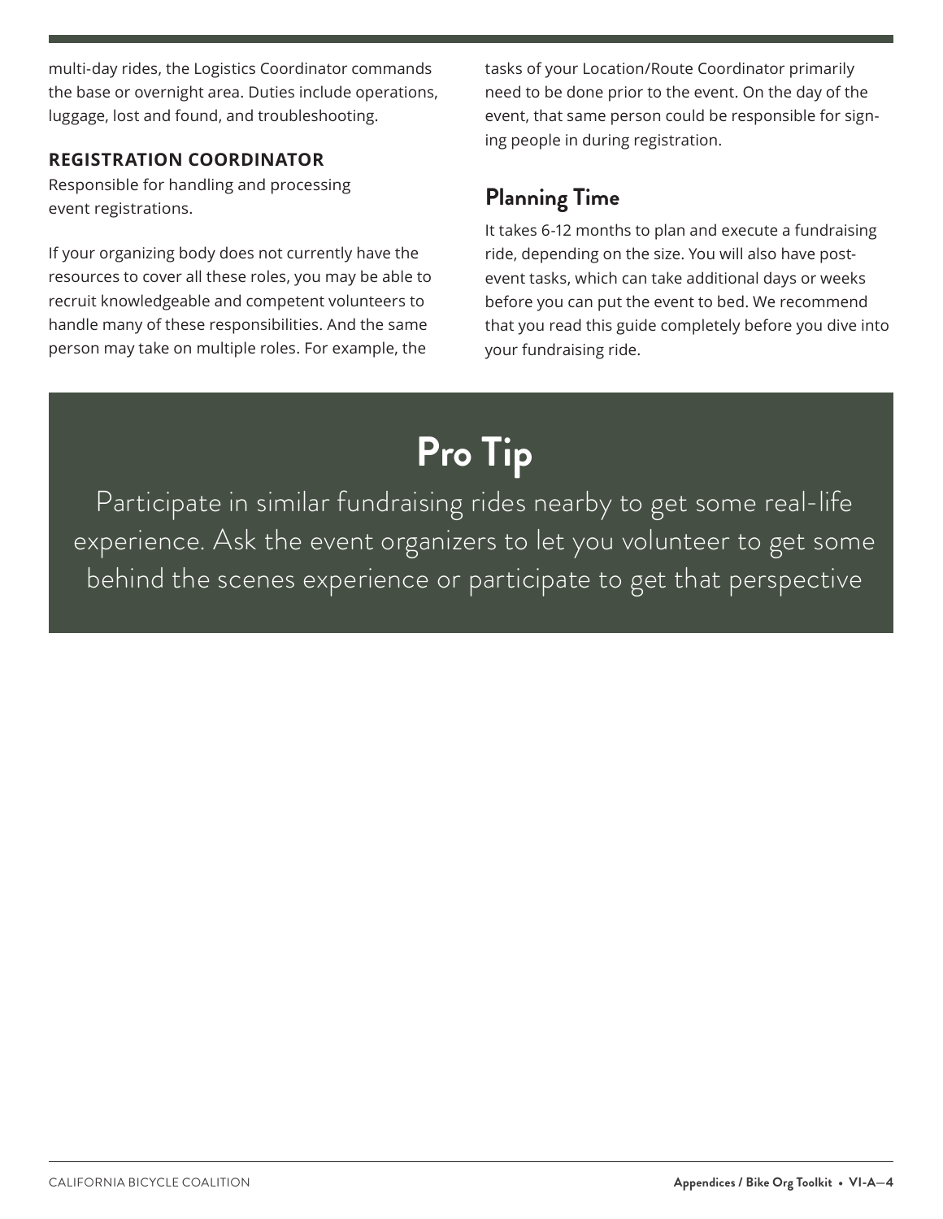multi-day rides, the Logistics Coordinator commands the base or overnight area. Duties include operations, luggage, lost and found, and troubleshooting.

**REGISTRATION COORDINATOR**

Responsible for handling and processing event registrations.

If your organizing body does not currently have the resources to cover all these roles, you may be able to recruit knowledgeable and competent volunteers to handle many of these responsibilities. And the same person may take on multiple roles. For example, the tasks of your Location/Route Coordinator primarily need to be done prior to the event. On the day of the event, that same person could be responsible for signing people in during registration.

## Planning Time

It takes 6-12 months to plan and execute a fundraising ride, depending on the size. You will also have post-event tasks, which can take additional days or weeks before you can put the event to bed. We recommend that you read this guide completely before you dive into your fundraising ride.

## Pro Tip

Participate in similar fundraising rides nearby to get some real-life experience. Ask the event organizers to let you volunteer to get some behind the scenes experience or participate to get that perspective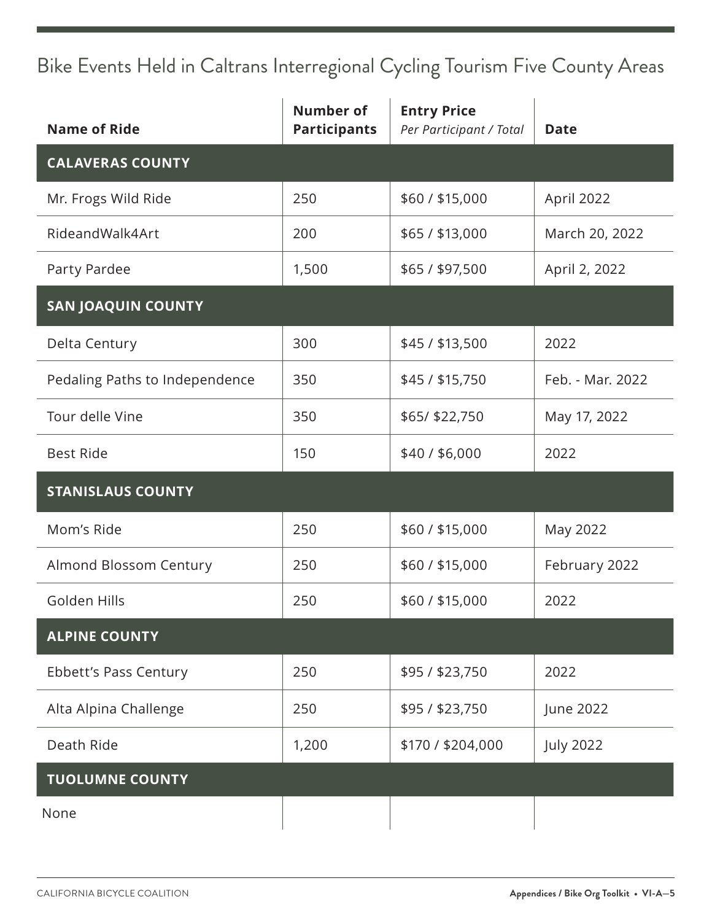## Bike Events Held in Caltrans Interregional Cycling Tourism Five County Areas

| Name of Ride | Number of Participants | Entry Price *Per Participant / Total* | Date |
|---|---|---|---|
| **CALAVERAS COUNTY** | | | |
| Mr. Frogs Wild Ride | 250 | $60 / $15,000 | April 2022 |
| RideandWalk4Art | 200 | $65 / $13,000 | March 20, 2022 |
| Party Pardee | 1,500 | $65 / $97,500 | April 2, 2022 |
| **SAN JOAQUIN COUNTY** | | | |
| Delta Century | 300 | $45 / $13,500 | 2022 |
| Pedaling Paths to Independence | 350 | $45 / $15,750 | Feb. - Mar. 2022 |
| Tour delle Vine | 350 | $65/ $22,750 | May 17, 2022 |
| Best Ride | 150 | $40 / $6,000 | 2022 |
| **STANISLAUS COUNTY** | | | |
| Mom's Ride | 250 | $60 / $15,000 | May 2022 |
| Almond Blossom Century | 250 | $60 / $15,000 | February 2022 |
| Golden Hills | 250 | $60 / $15,000 | 2022 |
| **ALPINE COUNTY** | | | |
| Ebbett's Pass Century | 250 | $95 / $23,750 | 2022 |
| Alta Alpina Challenge | 250 | $95 / $23,750 | June 2022 |
| Death Ride | 1,200 | $170 / $204,000 | July 2022 |
| **TUOLUMNE COUNTY** | | | |
| None | | | |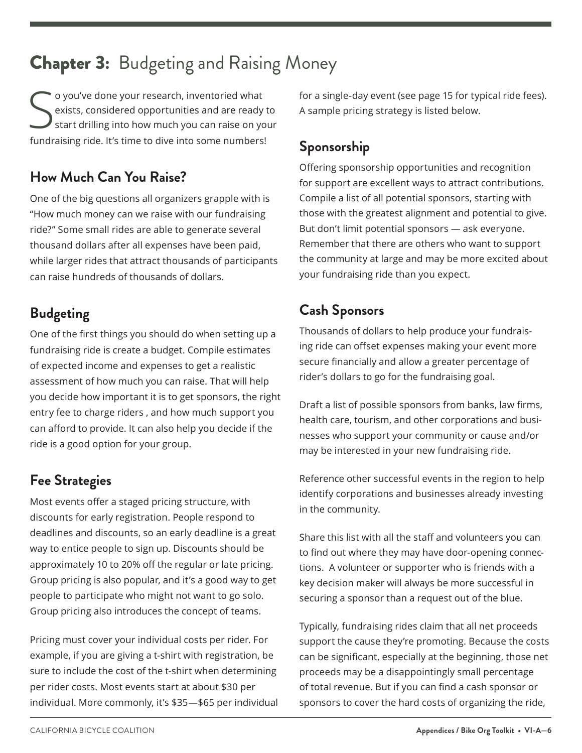# **Chapter 3:** Budgeting and Raising Money

So you've done your research, inventoried what exists, considered opportunities and are ready to start drilling into how much you can raise on your fundraising ride. It's time to dive into some numbers!

## How Much Can You Raise?

One of the big questions all organizers grapple with is "How much money can we raise with our fundraising ride?" Some small rides are able to generate several thousand dollars after all expenses have been paid, while larger rides that attract thousands of participants can raise hundreds of thousands of dollars.

## Budgeting

One of the first things you should do when setting up a fundraising ride is create a budget. Compile estimates of expected income and expenses to get a realistic assessment of how much you can raise. That will help you decide how important it is to get sponsors, the right entry fee to charge riders , and how much support you can afford to provide. It can also help you decide if the ride is a good option for your group.

## Fee Strategies

Most events offer a staged pricing structure, with discounts for early registration. People respond to deadlines and discounts, so an early deadline is a great way to entice people to sign up. Discounts should be approximately 10 to 20% off the regular or late pricing. Group pricing is also popular, and it's a good way to get people to participate who might not want to go solo. Group pricing also introduces the concept of teams.

Pricing must cover your individual costs per rider. For example, if you are giving a t-shirt with registration, be sure to include the cost of the t-shirt when determining per rider costs. Most events start at about $30 per individual. More commonly, it's $35—$65 per individual for a single-day event (see page 15 for typical ride fees). A sample pricing strategy is listed below.

## Sponsorship

Offering sponsorship opportunities and recognition for support are excellent ways to attract contributions. Compile a list of all potential sponsors, starting with those with the greatest alignment and potential to give. But don't limit potential sponsors — ask everyone. Remember that there are others who want to support the community at large and may be more excited about your fundraising ride than you expect.

## Cash Sponsors

Thousands of dollars to help produce your fundraising ride can offset expenses making your event more secure financially and allow a greater percentage of rider's dollars to go for the fundraising goal.

Draft a list of possible sponsors from banks, law firms, health care, tourism, and other corporations and businesses who support your community or cause and/or may be interested in your new fundraising ride.

Reference other successful events in the region to help identify corporations and businesses already investing in the community.

Share this list with all the staff and volunteers you can to find out where they may have door-opening connections. A volunteer or supporter who is friends with a key decision maker will always be more successful in securing a sponsor than a request out of the blue.

Typically, fundraising rides claim that all net proceeds support the cause they're promoting. Because the costs can be significant, especially at the beginning, those net proceeds may be a disappointingly small percentage of total revenue. But if you can find a cash sponsor or sponsors to cover the hard costs of organizing the ride,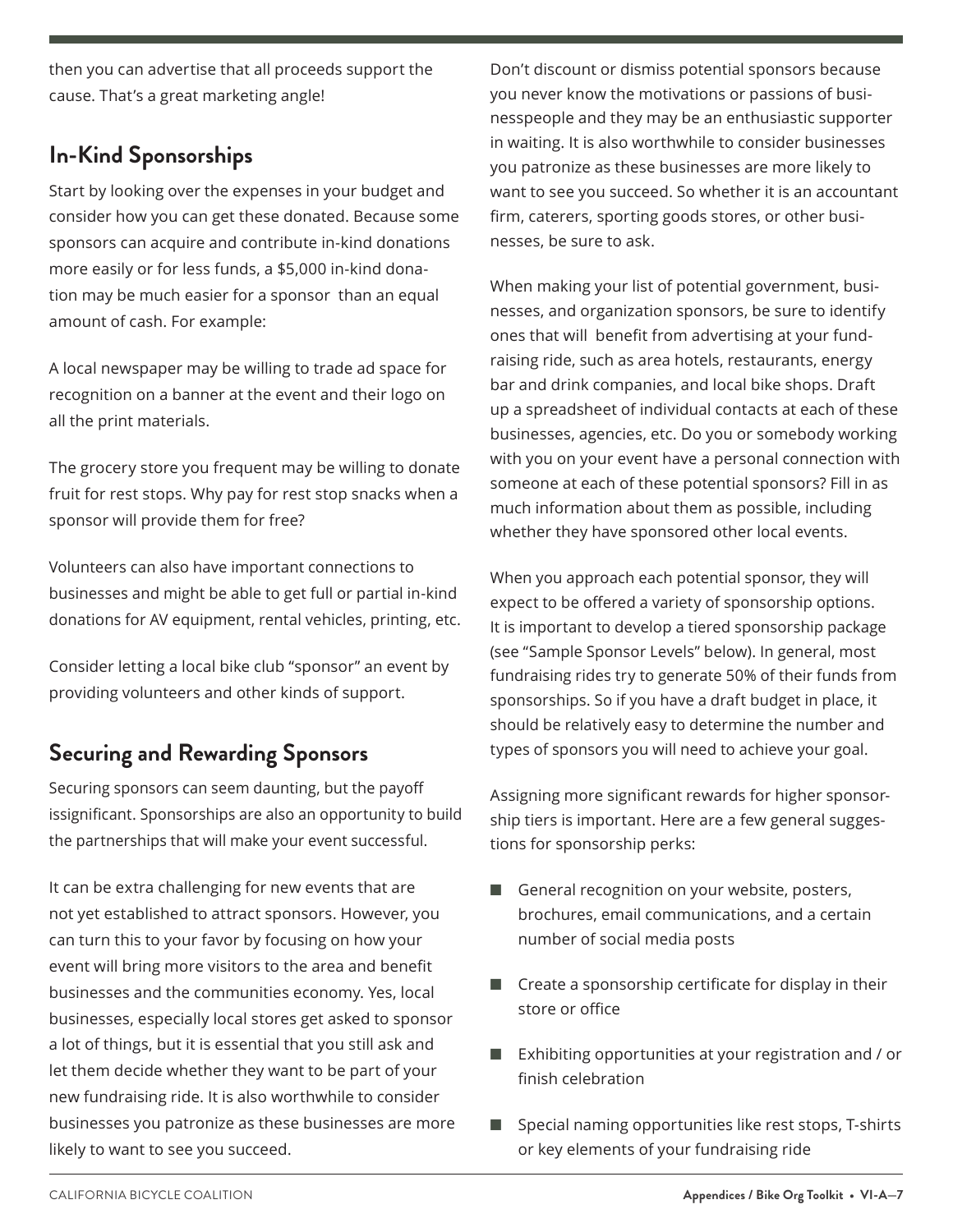then you can advertise that all proceeds support the cause. That's a great marketing angle!

## In-Kind Sponsorships

Start by looking over the expenses in your budget and consider how you can get these donated. Because some sponsors can acquire and contribute in-kind donations more easily or for less funds, a $5,000 in-kind donation may be much easier for a sponsor than an equal amount of cash. For example:

A local newspaper may be willing to trade ad space for recognition on a banner at the event and their logo on all the print materials.

The grocery store you frequent may be willing to donate fruit for rest stops. Why pay for rest stop snacks when a sponsor will provide them for free?

Volunteers can also have important connections to businesses and might be able to get full or partial in-kind donations for AV equipment, rental vehicles, printing, etc.

Consider letting a local bike club "sponsor" an event by providing volunteers and other kinds of support.

## Securing and Rewarding Sponsors

Securing sponsors can seem daunting, but the payoff issignificant. Sponsorships are also an opportunity to build the partnerships that will make your event successful.

It can be extra challenging for new events that are not yet established to attract sponsors. However, you can turn this to your favor by focusing on how your event will bring more visitors to the area and benefit businesses and the communities economy. Yes, local businesses, especially local stores get asked to sponsor a lot of things, but it is essential that you still ask and let them decide whether they want to be part of your new fundraising ride. It is also worthwhile to consider businesses you patronize as these businesses are more likely to want to see you succeed.

Don't discount or dismiss potential sponsors because you never know the motivations or passions of businesspeople and they may be an enthusiastic supporter in waiting. It is also worthwhile to consider businesses you patronize as these businesses are more likely to want to see you succeed. So whether it is an accountant firm, caterers, sporting goods stores, or other businesses, be sure to ask.

When making your list of potential government, businesses, and organization sponsors, be sure to identify ones that will benefit from advertising at your fundraising ride, such as area hotels, restaurants, energy bar and drink companies, and local bike shops. Draft up a spreadsheet of individual contacts at each of these businesses, agencies, etc. Do you or somebody working with you on your event have a personal connection with someone at each of these potential sponsors? Fill in as much information about them as possible, including whether they have sponsored other local events.

When you approach each potential sponsor, they will expect to be offered a variety of sponsorship options. It is important to develop a tiered sponsorship package (see "Sample Sponsor Levels" below). In general, most fundraising rides try to generate 50% of their funds from sponsorships. So if you have a draft budget in place, it should be relatively easy to determine the number and types of sponsors you will need to achieve your goal.

Assigning more significant rewards for higher sponsorship tiers is important. Here are a few general suggestions for sponsorship perks:

- General recognition on your website, posters, brochures, email communications, and a certain number of social media posts
- Create a sponsorship certificate for display in their store or office
- Exhibiting opportunities at your registration and / or finish celebration
- Special naming opportunities like rest stops, T-shirts or key elements of your fundraising ride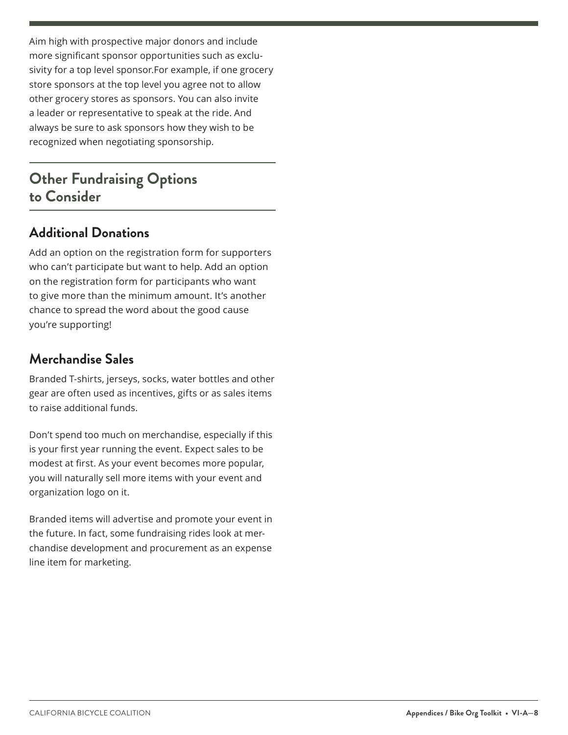Aim high with prospective major donors and include more significant sponsor opportunities such as exclusivity for a top level sponsor.For example, if one grocery store sponsors at the top level you agree not to allow other grocery stores as sponsors. You can also invite a leader or representative to speak at the ride. And always be sure to ask sponsors how they wish to be recognized when negotiating sponsorship.

## Other Fundraising Options to Consider

### Additional Donations

Add an option on the registration form for supporters who can't participate but want to help. Add an option on the registration form for participants who want to give more than the minimum amount. It's another chance to spread the word about the good cause you're supporting!

### Merchandise Sales

Branded T-shirts, jerseys, socks, water bottles and other gear are often used as incentives, gifts or as sales items to raise additional funds.

Don't spend too much on merchandise, especially if this is your first year running the event. Expect sales to be modest at first. As your event becomes more popular, you will naturally sell more items with your event and organization logo on it.

Branded items will advertise and promote your event in the future. In fact, some fundraising rides look at merchandise development and procurement as an expense line item for marketing.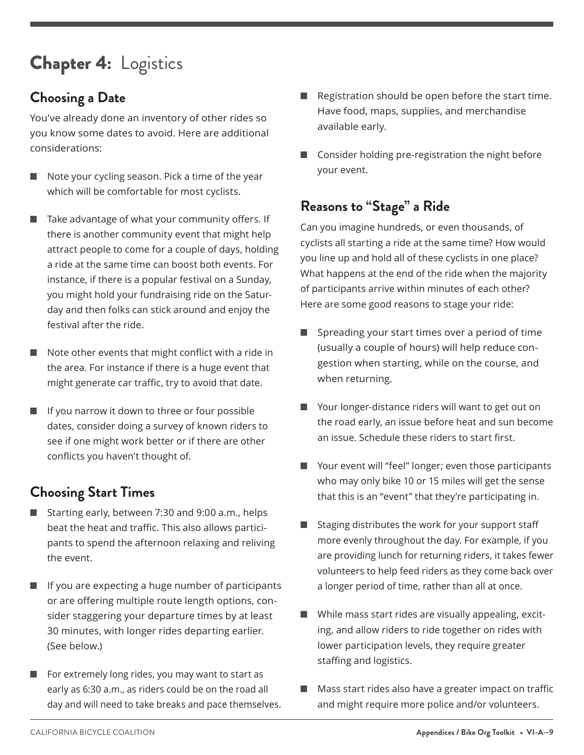# **Chapter 4:** Logistics

## Choosing a Date

You've already done an inventory of other rides so you know some dates to avoid. Here are additional considerations:

- Note your cycling season. Pick a time of the year which will be comfortable for most cyclists.
- Take advantage of what your community offers. If there is another community event that might help attract people to come for a couple of days, holding a ride at the same time can boost both events. For instance, if there is a popular festival on a Sunday, you might hold your fundraising ride on the Saturday and then folks can stick around and enjoy the festival after the ride.
- Note other events that might conflict with a ride in the area. For instance if there is a huge event that might generate car traffic, try to avoid that date.
- If you narrow it down to three or four possible dates, consider doing a survey of known riders to see if one might work better or if there are other conflicts you haven't thought of.

## Choosing Start Times

- Starting early, between 7:30 and 9:00 a.m., helps beat the heat and traffic. This also allows participants to spend the afternoon relaxing and reliving the event.
- If you are expecting a huge number of participants or are offering multiple route length options, consider staggering your departure times by at least 30 minutes, with longer rides departing earlier. (See below.)
- For extremely long rides, you may want to start as early as 6:30 a.m., as riders could be on the road all day and will need to take breaks and pace themselves.
- Registration should be open before the start time. Have food, maps, supplies, and merchandise available early.
- Consider holding pre-registration the night before your event.

## Reasons to "Stage" a Ride

Can you imagine hundreds, or even thousands, of cyclists all starting a ride at the same time? How would you line up and hold all of these cyclists in one place? What happens at the end of the ride when the majority of participants arrive within minutes of each other? Here are some good reasons to stage your ride:

- Spreading your start times over a period of time (usually a couple of hours) will help reduce congestion when starting, while on the course, and when returning.
- Your longer-distance riders will want to get out on the road early, an issue before heat and sun become an issue. Schedule these riders to start first.
- Your event will "feel" longer; even those participants who may only bike 10 or 15 miles will get the sense that this is an "event" that they're participating in.
- Staging distributes the work for your support staff more evenly throughout the day. For example, if you are providing lunch for returning riders, it takes fewer volunteers to help feed riders as they come back over a longer period of time, rather than all at once.
- While mass start rides are visually appealing, exciting, and allow riders to ride together on rides with lower participation levels, they require greater staffing and logistics.
- Mass start rides also have a greater impact on traffic and might require more police and/or volunteers.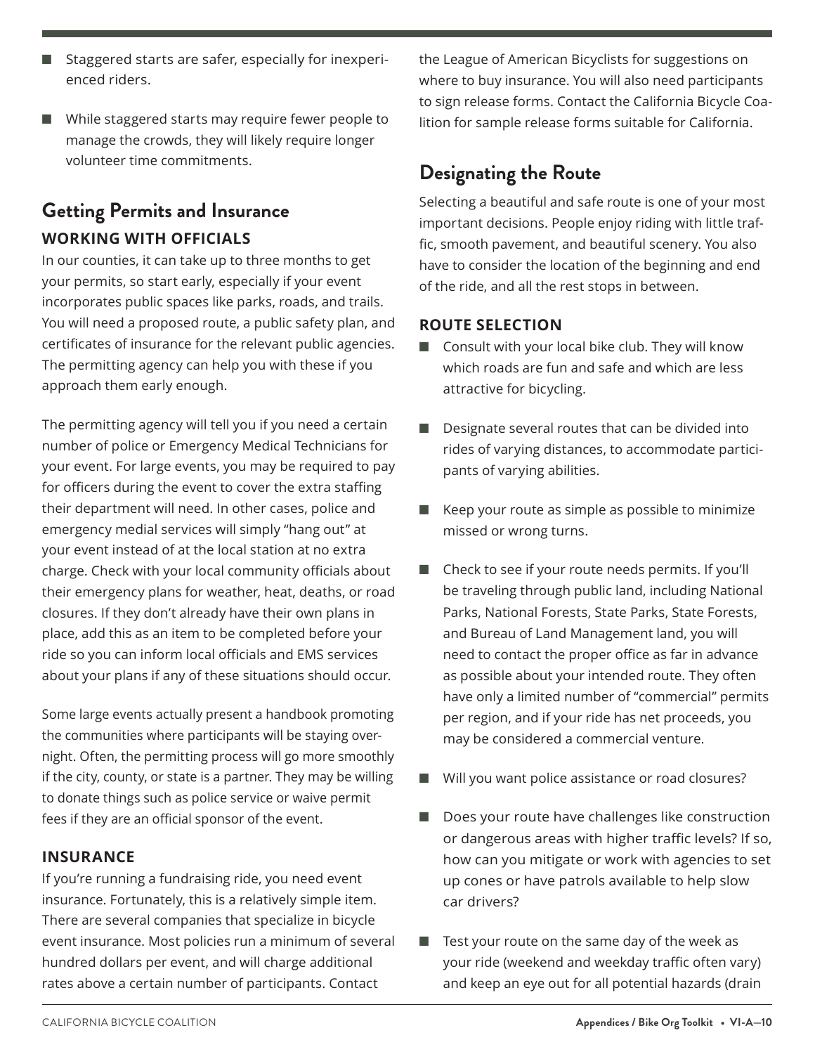- Staggered starts are safer, especially for inexperienced riders.
- While staggered starts may require fewer people to manage the crowds, they will likely require longer volunteer time commitments.

## Getting Permits and Insurance

### WORKING WITH OFFICIALS

In our counties, it can take up to three months to get your permits, so start early, especially if your event incorporates public spaces like parks, roads, and trails. You will need a proposed route, a public safety plan, and certificates of insurance for the relevant public agencies. The permitting agency can help you with these if you approach them early enough.

The permitting agency will tell you if you need a certain number of police or Emergency Medical Technicians for your event. For large events, you may be required to pay for officers during the event to cover the extra staffing their department will need. In other cases, police and emergency medial services will simply "hang out" at your event instead of at the local station at no extra charge. Check with your local community officials about their emergency plans for weather, heat, deaths, or road closures. If they don't already have their own plans in place, add this as an item to be completed before your ride so you can inform local officials and EMS services about your plans if any of these situations should occur.

Some large events actually present a handbook promoting the communities where participants will be staying overnight. Often, the permitting process will go more smoothly if the city, county, or state is a partner. They may be willing to donate things such as police service or waive permit fees if they are an official sponsor of the event.

### INSURANCE

If you're running a fundraising ride, you need event insurance. Fortunately, this is a relatively simple item. There are several companies that specialize in bicycle event insurance. Most policies run a minimum of several hundred dollars per event, and will charge additional rates above a certain number of participants. Contact the League of American Bicyclists for suggestions on where to buy insurance. You will also need participants to sign release forms. Contact the California Bicycle Coalition for sample release forms suitable for California.

## Designating the Route

Selecting a beautiful and safe route is one of your most important decisions. People enjoy riding with little traffic, smooth pavement, and beautiful scenery. You also have to consider the location of the beginning and end of the ride, and all the rest stops in between.

### ROUTE SELECTION

- Consult with your local bike club. They will know which roads are fun and safe and which are less attractive for bicycling.
- Designate several routes that can be divided into rides of varying distances, to accommodate participants of varying abilities.
- Keep your route as simple as possible to minimize missed or wrong turns.
- Check to see if your route needs permits. If you'll be traveling through public land, including National Parks, National Forests, State Parks, State Forests, and Bureau of Land Management land, you will need to contact the proper office as far in advance as possible about your intended route. They often have only a limited number of "commercial" permits per region, and if your ride has net proceeds, you may be considered a commercial venture.
- Will you want police assistance or road closures?
- Does your route have challenges like construction or dangerous areas with higher traffic levels? If so, how can you mitigate or work with agencies to set up cones or have patrols available to help slow car drivers?
- Test your route on the same day of the week as your ride (weekend and weekday traffic often vary) and keep an eye out for all potential hazards (drain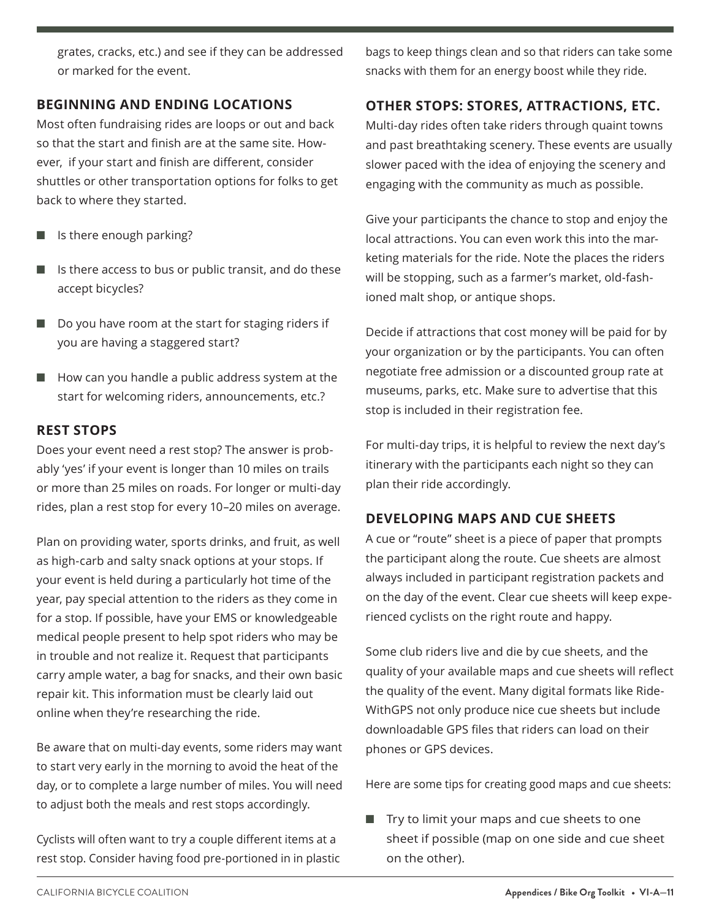grates, cracks, etc.) and see if they can be addressed or marked for the event.

### BEGINNING AND ENDING LOCATIONS

Most often fundraising rides are loops or out and back so that the start and finish are at the same site. However, if your start and finish are different, consider shuttles or other transportation options for folks to get back to where they started.

- Is there enough parking?
- Is there access to bus or public transit, and do these accept bicycles?
- Do you have room at the start for staging riders if you are having a staggered start?
- How can you handle a public address system at the start for welcoming riders, announcements, etc.?

### REST STOPS

Does your event need a rest stop? The answer is probably 'yes' if your event is longer than 10 miles on trails or more than 25 miles on roads. For longer or multi-day rides, plan a rest stop for every 10–20 miles on average.

Plan on providing water, sports drinks, and fruit, as well as high-carb and salty snack options at your stops. If your event is held during a particularly hot time of the year, pay special attention to the riders as they come in for a stop. If possible, have your EMS or knowledgeable medical people present to help spot riders who may be in trouble and not realize it. Request that participants carry ample water, a bag for snacks, and their own basic repair kit. This information must be clearly laid out online when they're researching the ride.

Be aware that on multi-day events, some riders may want to start very early in the morning to avoid the heat of the day, or to complete a large number of miles. You will need to adjust both the meals and rest stops accordingly.

Cyclists will often want to try a couple different items at a rest stop. Consider having food pre-portioned in in plastic bags to keep things clean and so that riders can take some snacks with them for an energy boost while they ride.

### OTHER STOPS: STORES, ATTRACTIONS, ETC.

Multi-day rides often take riders through quaint towns and past breathtaking scenery. These events are usually slower paced with the idea of enjoying the scenery and engaging with the community as much as possible.

Give your participants the chance to stop and enjoy the local attractions. You can even work this into the marketing materials for the ride. Note the places the riders will be stopping, such as a farmer's market, old-fashioned malt shop, or antique shops.

Decide if attractions that cost money will be paid for by your organization or by the participants. You can often negotiate free admission or a discounted group rate at museums, parks, etc. Make sure to advertise that this stop is included in their registration fee.

For multi-day trips, it is helpful to review the next day's itinerary with the participants each night so they can plan their ride accordingly.

### DEVELOPING MAPS AND CUE SHEETS

A cue or "route" sheet is a piece of paper that prompts the participant along the route. Cue sheets are almost always included in participant registration packets and on the day of the event. Clear cue sheets will keep experienced cyclists on the right route and happy.

Some club riders live and die by cue sheets, and the quality of your available maps and cue sheets will reflect the quality of the event. Many digital formats like RideWithGPS not only produce nice cue sheets but include downloadable GPS files that riders can load on their phones or GPS devices.

Here are some tips for creating good maps and cue sheets:

- Try to limit your maps and cue sheets to one sheet if possible (map on one side and cue sheet on the other).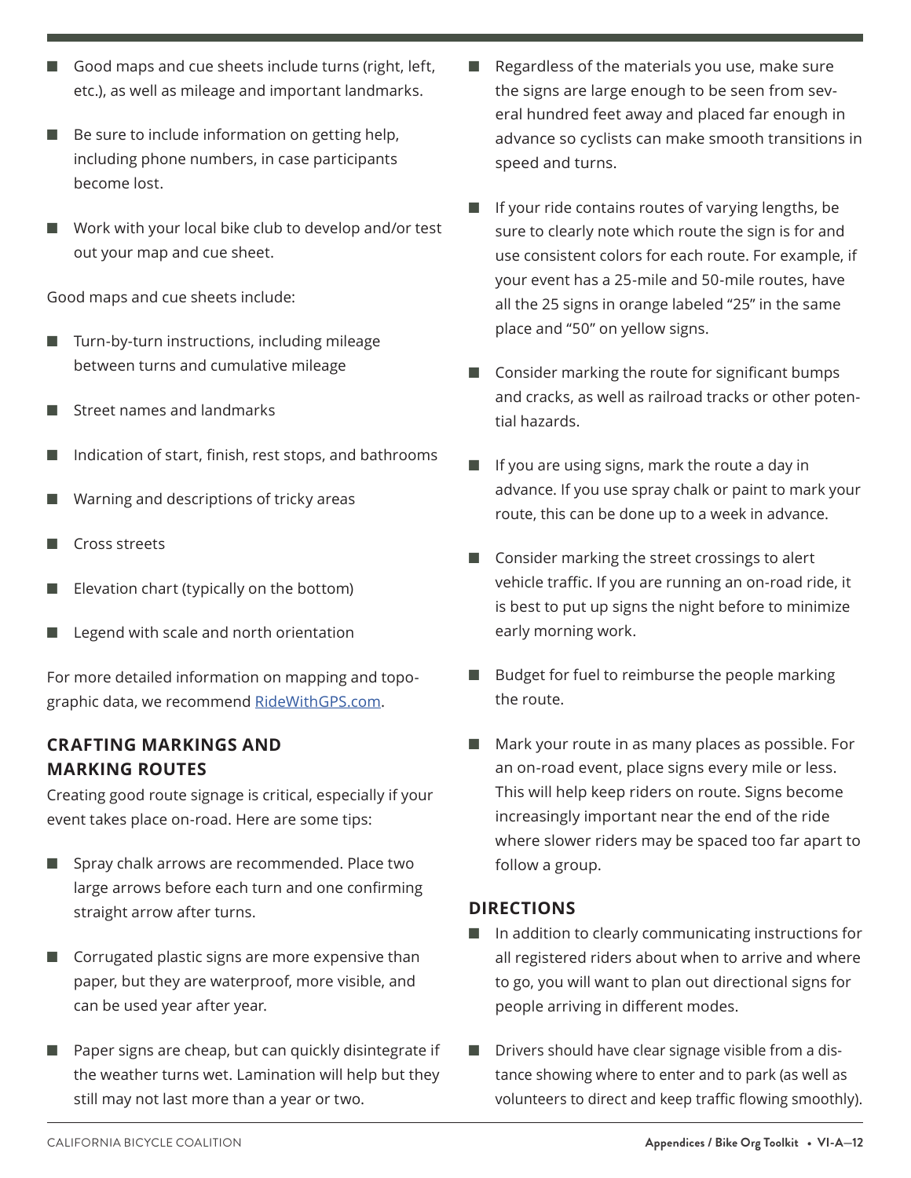- Good maps and cue sheets include turns (right, left, etc.), as well as mileage and important landmarks.
- Be sure to include information on getting help, including phone numbers, in case participants become lost.
- Work with your local bike club to develop and/or test out your map and cue sheet.

Good maps and cue sheets include:

- Turn-by-turn instructions, including mileage between turns and cumulative mileage
- Street names and landmarks
- Indication of start, finish, rest stops, and bathrooms
- Warning and descriptions of tricky areas
- Cross streets
- Elevation chart (typically on the bottom)
- Legend with scale and north orientation

For more detailed information on mapping and topographic data, we recommend [RideWithGPS.com](RideWithGPS.com).

### CRAFTING MARKINGS AND MARKING ROUTES

Creating good route signage is critical, especially if your event takes place on-road. Here are some tips:

- Spray chalk arrows are recommended. Place two large arrows before each turn and one confirming straight arrow after turns.
- Corrugated plastic signs are more expensive than paper, but they are waterproof, more visible, and can be used year after year.
- Paper signs are cheap, but can quickly disintegrate if the weather turns wet. Lamination will help but they still may not last more than a year or two.
- Regardless of the materials you use, make sure the signs are large enough to be seen from several hundred feet away and placed far enough in advance so cyclists can make smooth transitions in speed and turns.
- If your ride contains routes of varying lengths, be sure to clearly note which route the sign is for and use consistent colors for each route. For example, if your event has a 25-mile and 50-mile routes, have all the 25 signs in orange labeled "25" in the same place and "50" on yellow signs.
- Consider marking the route for significant bumps and cracks, as well as railroad tracks or other potential hazards.
- If you are using signs, mark the route a day in advance. If you use spray chalk or paint to mark your route, this can be done up to a week in advance.
- Consider marking the street crossings to alert vehicle traffic. If you are running an on-road ride, it is best to put up signs the night before to minimize early morning work.
- Budget for fuel to reimburse the people marking the route.
- Mark your route in as many places as possible. For an on-road event, place signs every mile or less. This will help keep riders on route. Signs become increasingly important near the end of the ride where slower riders may be spaced too far apart to follow a group.

### DIRECTIONS

- In addition to clearly communicating instructions for all registered riders about when to arrive and where to go, you will want to plan out directional signs for people arriving in different modes.
- Drivers should have clear signage visible from a distance showing where to enter and to park (as well as volunteers to direct and keep traffic flowing smoothly).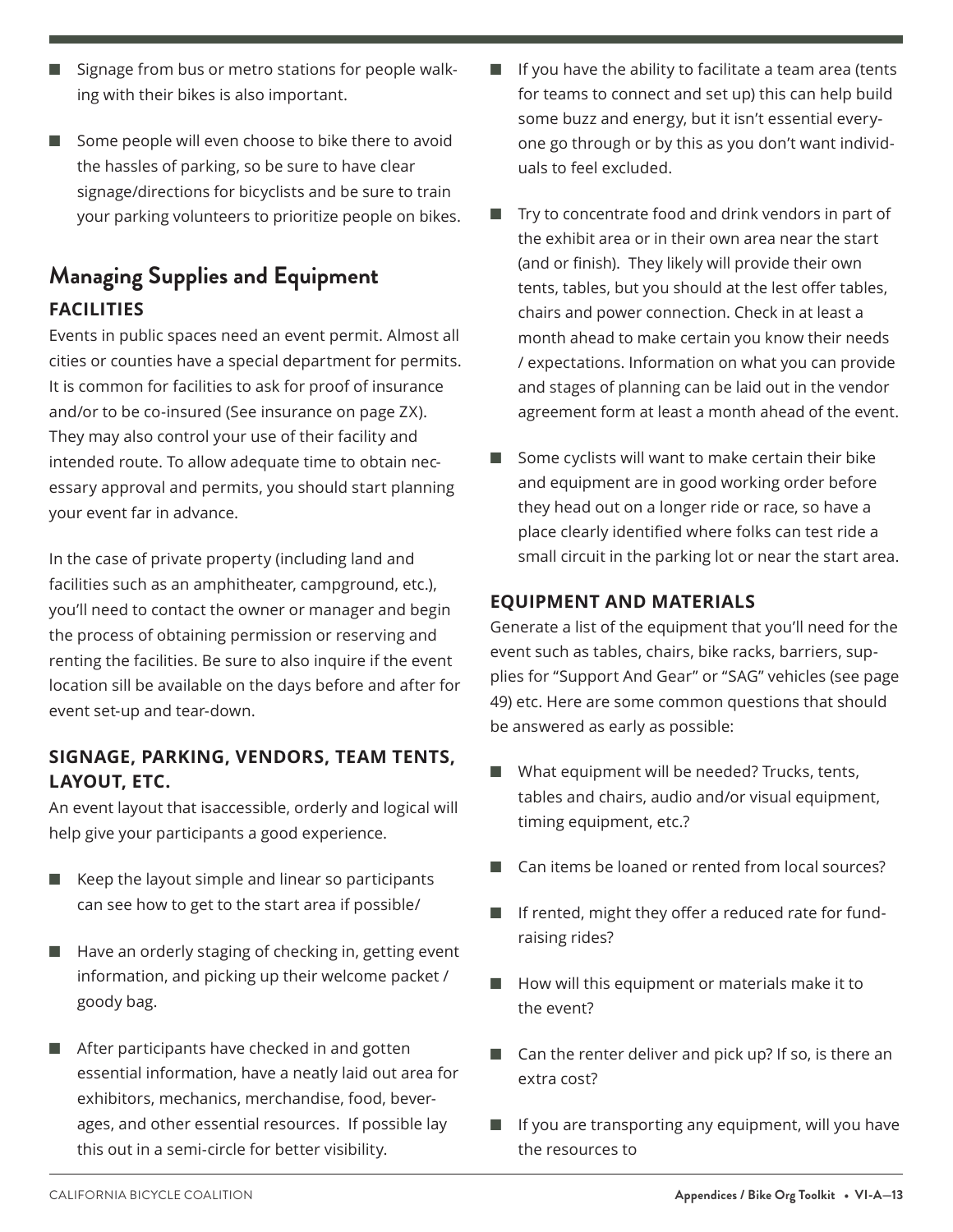- Signage from bus or metro stations for people walking with their bikes is also important.
- Some people will even choose to bike there to avoid the hassles of parking, so be sure to have clear signage/directions for bicyclists and be sure to train your parking volunteers to prioritize people on bikes.

## Managing Supplies and Equipment

### FACILITIES

Events in public spaces need an event permit. Almost all cities or counties have a special department for permits. It is common for facilities to ask for proof of insurance and/or to be co-insured (See insurance on page ZX). They may also control your use of their facility and intended route. To allow adequate time to obtain necessary approval and permits, you should start planning your event far in advance.

In the case of private property (including land and facilities such as an amphitheater, campground, etc.), you'll need to contact the owner or manager and begin the process of obtaining permission or reserving and renting the facilities. Be sure to also inquire if the event location sill be available on the days before and after for event set-up and tear-down.

### SIGNAGE, PARKING, VENDORS, TEAM TENTS, LAYOUT, ETC.

An event layout that isaccessible, orderly and logical will help give your participants a good experience.

- Keep the layout simple and linear so participants can see how to get to the start area if possible/
- Have an orderly staging of checking in, getting event information, and picking up their welcome packet / goody bag.
- After participants have checked in and gotten essential information, have a neatly laid out area for exhibitors, mechanics, merchandise, food, beverages, and other essential resources. If possible lay this out in a semi-circle for better visibility.
- If you have the ability to facilitate a team area (tents for teams to connect and set up) this can help build some buzz and energy, but it isn't essential everyone go through or by this as you don't want individuals to feel excluded.
- Try to concentrate food and drink vendors in part of the exhibit area or in their own area near the start (and or finish). They likely will provide their own tents, tables, but you should at the lest offer tables, chairs and power connection. Check in at least a month ahead to make certain you know their needs / expectations. Information on what you can provide and stages of planning can be laid out in the vendor agreement form at least a month ahead of the event.
- Some cyclists will want to make certain their bike and equipment are in good working order before they head out on a longer ride or race, so have a place clearly identified where folks can test ride a small circuit in the parking lot or near the start area.

### EQUIPMENT AND MATERIALS

Generate a list of the equipment that you'll need for the event such as tables, chairs, bike racks, barriers, supplies for "Support And Gear" or "SAG" vehicles (see page 49) etc. Here are some common questions that should be answered as early as possible:

- What equipment will be needed? Trucks, tents, tables and chairs, audio and/or visual equipment, timing equipment, etc.?
- Can items be loaned or rented from local sources?
- If rented, might they offer a reduced rate for fundraising rides?
- How will this equipment or materials make it to the event?
- Can the renter deliver and pick up? If so, is there an extra cost?
- If you are transporting any equipment, will you have the resources to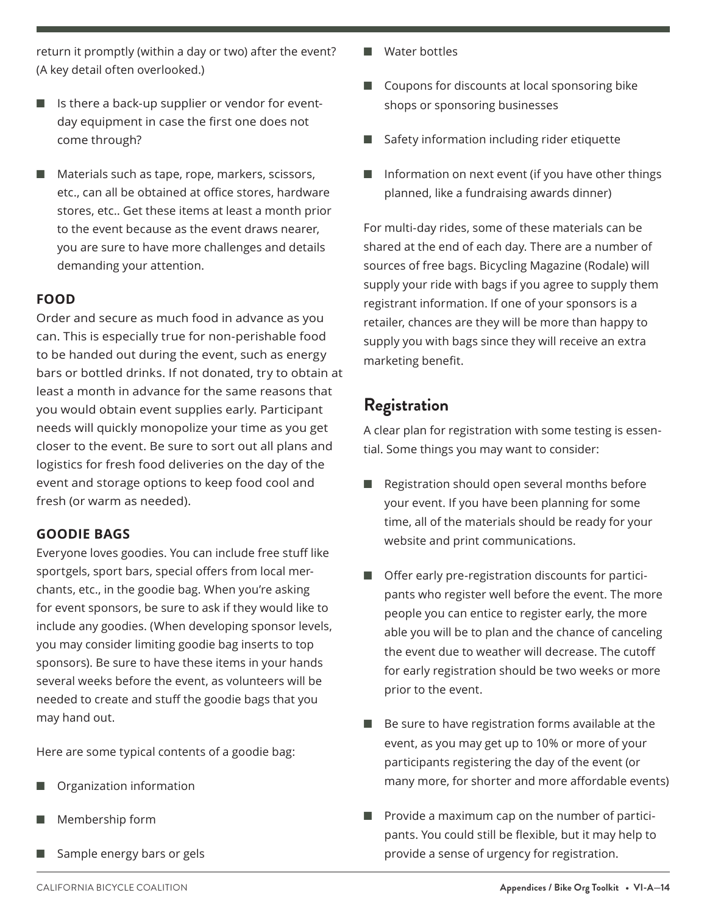return it promptly (within a day or two) after the event? (A key detail often overlooked.)

- Is there a back-up supplier or vendor for event-day equipment in case the first one does not come through?
- Materials such as tape, rope, markers, scissors, etc., can all be obtained at office stores, hardware stores, etc.. Get these items at least a month prior to the event because as the event draws nearer, you are sure to have more challenges and details demanding your attention.

### FOOD

Order and secure as much food in advance as you can. This is especially true for non-perishable food to be handed out during the event, such as energy bars or bottled drinks. If not donated, try to obtain at least a month in advance for the same reasons that you would obtain event supplies early. Participant needs will quickly monopolize your time as you get closer to the event. Be sure to sort out all plans and logistics for fresh food deliveries on the day of the event and storage options to keep food cool and fresh (or warm as needed).

### GOODIE BAGS

Everyone loves goodies. You can include free stuff like sportgels, sport bars, special offers from local merchants, etc., in the goodie bag. When you're asking for event sponsors, be sure to ask if they would like to include any goodies. (When developing sponsor levels, you may consider limiting goodie bag inserts to top sponsors). Be sure to have these items in your hands several weeks before the event, as volunteers will be needed to create and stuff the goodie bags that you may hand out.

Here are some typical contents of a goodie bag:

- Organization information
- Membership form
- Sample energy bars or gels
- Water bottles
- Coupons for discounts at local sponsoring bike shops or sponsoring businesses
- Safety information including rider etiquette
- Information on next event (if you have other things planned, like a fundraising awards dinner)

For multi-day rides, some of these materials can be shared at the end of each day. There are a number of sources of free bags. Bicycling Magazine (Rodale) will supply your ride with bags if you agree to supply them registrant information. If one of your sponsors is a retailer, chances are they will be more than happy to supply you with bags since they will receive an extra marketing benefit.

## Registration

A clear plan for registration with some testing is essential. Some things you may want to consider:

- Registration should open several months before your event. If you have been planning for some time, all of the materials should be ready for your website and print communications.
- Offer early pre-registration discounts for participants who register well before the event. The more people you can entice to register early, the more able you will be to plan and the chance of canceling the event due to weather will decrease. The cutoff for early registration should be two weeks or more prior to the event.
- Be sure to have registration forms available at the event, as you may get up to 10% or more of your participants registering the day of the event (or many more, for shorter and more affordable events)
- Provide a maximum cap on the number of participants. You could still be flexible, but it may help to provide a sense of urgency for registration.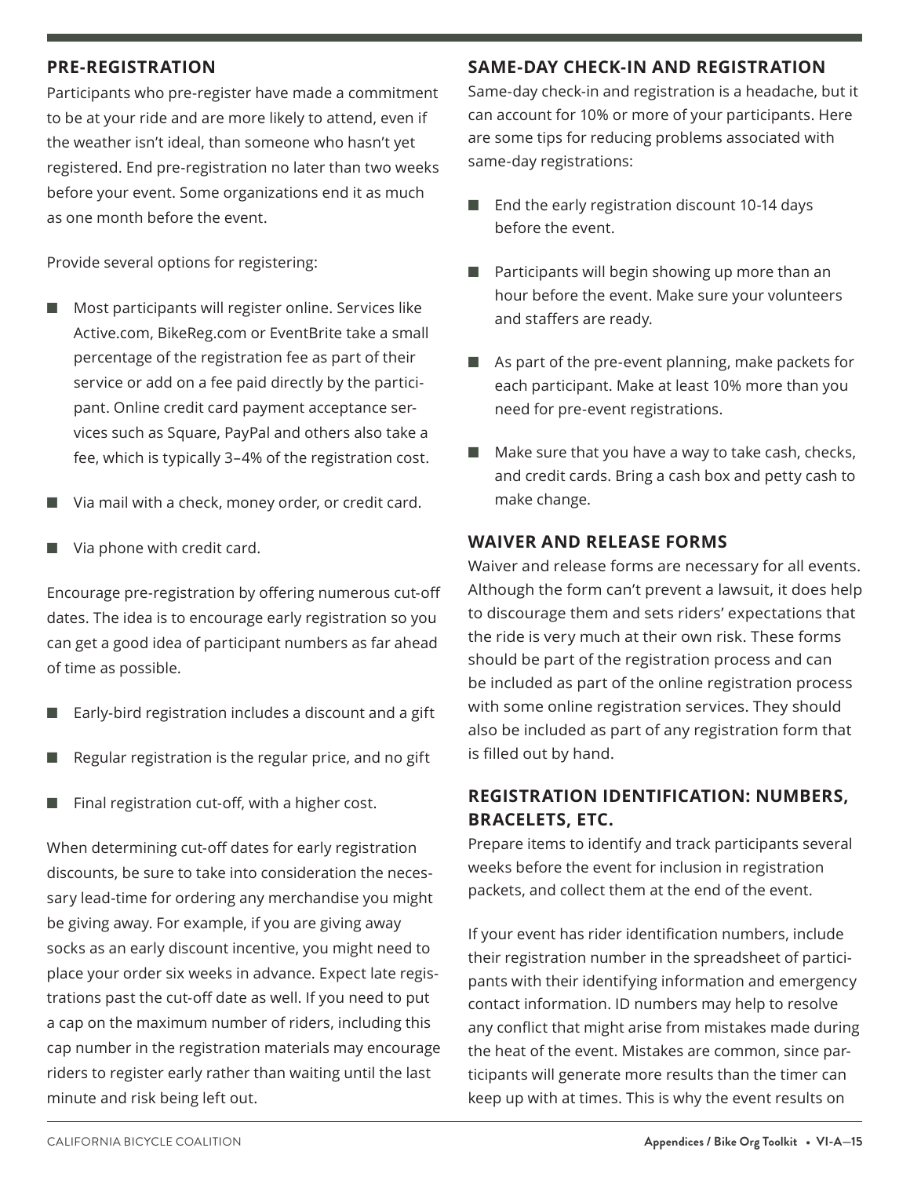## PRE-REGISTRATION

Participants who pre-register have made a commitment to be at your ride and are more likely to attend, even if the weather isn't ideal, than someone who hasn't yet registered. End pre-registration no later than two weeks before your event. Some organizations end it as much as one month before the event.

Provide several options for registering:

- Most participants will register online. Services like Active.com, BikeReg.com or EventBrite take a small percentage of the registration fee as part of their service or add on a fee paid directly by the participant. Online credit card payment acceptance services such as Square, PayPal and others also take a fee, which is typically 3–4% of the registration cost.
- Via mail with a check, money order, or credit card.
- Via phone with credit card.

Encourage pre-registration by offering numerous cut-off dates. The idea is to encourage early registration so you can get a good idea of participant numbers as far ahead of time as possible.

- Early-bird registration includes a discount and a gift
- Regular registration is the regular price, and no gift
- Final registration cut-off, with a higher cost.

When determining cut-off dates for early registration discounts, be sure to take into consideration the necessary lead-time for ordering any merchandise you might be giving away. For example, if you are giving away socks as an early discount incentive, you might need to place your order six weeks in advance. Expect late registrations past the cut-off date as well. If you need to put a cap on the maximum number of riders, including this cap number in the registration materials may encourage riders to register early rather than waiting until the last minute and risk being left out.

## SAME-DAY CHECK-IN AND REGISTRATION

Same-day check-in and registration is a headache, but it can account for 10% or more of your participants. Here are some tips for reducing problems associated with same-day registrations:

- End the early registration discount 10-14 days before the event.
- Participants will begin showing up more than an hour before the event. Make sure your volunteers and staffers are ready.
- As part of the pre-event planning, make packets for each participant. Make at least 10% more than you need for pre-event registrations.
- Make sure that you have a way to take cash, checks, and credit cards. Bring a cash box and petty cash to make change.

## WAIVER AND RELEASE FORMS

Waiver and release forms are necessary for all events. Although the form can't prevent a lawsuit, it does help to discourage them and sets riders' expectations that the ride is very much at their own risk. These forms should be part of the registration process and can be included as part of the online registration process with some online registration services. They should also be included as part of any registration form that is filled out by hand.

## REGISTRATION IDENTIFICATION: NUMBERS, BRACELETS, ETC.

Prepare items to identify and track participants several weeks before the event for inclusion in registration packets, and collect them at the end of the event.

If your event has rider identification numbers, include their registration number in the spreadsheet of participants with their identifying information and emergency contact information. ID numbers may help to resolve any conflict that might arise from mistakes made during the heat of the event. Mistakes are common, since participants will generate more results than the timer can keep up with at times. This is why the event results on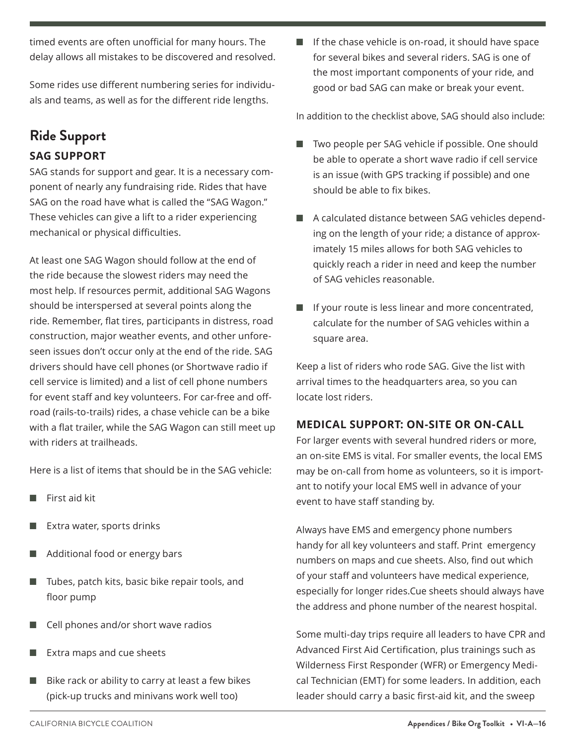timed events are often unofficial for many hours. The delay allows all mistakes to be discovered and resolved.

Some rides use different numbering series for individuals and teams, as well as for the different ride lengths.

## Ride Support

### SAG SUPPORT

SAG stands for support and gear. It is a necessary component of nearly any fundraising ride. Rides that have SAG on the road have what is called the "SAG Wagon." These vehicles can give a lift to a rider experiencing mechanical or physical difficulties.

At least one SAG Wagon should follow at the end of the ride because the slowest riders may need the most help. If resources permit, additional SAG Wagons should be interspersed at several points along the ride. Remember, flat tires, participants in distress, road construction, major weather events, and other unforeseen issues don't occur only at the end of the ride. SAG drivers should have cell phones (or Shortwave radio if cell service is limited) and a list of cell phone numbers for event staff and key volunteers. For car-free and off-road (rails-to-trails) rides, a chase vehicle can be a bike with a flat trailer, while the SAG Wagon can still meet up with riders at trailheads.

Here is a list of items that should be in the SAG vehicle:

- First aid kit
- Extra water, sports drinks
- Additional food or energy bars
- Tubes, patch kits, basic bike repair tools, and floor pump
- Cell phones and/or short wave radios
- Extra maps and cue sheets
- Bike rack or ability to carry at least a few bikes (pick-up trucks and minivans work well too)
- If the chase vehicle is on-road, it should have space for several bikes and several riders. SAG is one of the most important components of your ride, and good or bad SAG can make or break your event.

In addition to the checklist above, SAG should also include:

- Two people per SAG vehicle if possible. One should be able to operate a short wave radio if cell service is an issue (with GPS tracking if possible) and one should be able to fix bikes.
- A calculated distance between SAG vehicles depending on the length of your ride; a distance of approximately 15 miles allows for both SAG vehicles to quickly reach a rider in need and keep the number of SAG vehicles reasonable.
- If your route is less linear and more concentrated, calculate for the number of SAG vehicles within a square area.

Keep a list of riders who rode SAG. Give the list with arrival times to the headquarters area, so you can locate lost riders.

### MEDICAL SUPPORT: ON-SITE OR ON-CALL

For larger events with several hundred riders or more, an on-site EMS is vital. For smaller events, the local EMS may be on-call from home as volunteers, so it is important to notify your local EMS well in advance of your event to have staff standing by.

Always have EMS and emergency phone numbers handy for all key volunteers and staff. Print emergency numbers on maps and cue sheets. Also, find out which of your staff and volunteers have medical experience, especially for longer rides.Cue sheets should always have the address and phone number of the nearest hospital.

Some multi-day trips require all leaders to have CPR and Advanced First Aid Certification, plus trainings such as Wilderness First Responder (WFR) or Emergency Medical Technician (EMT) for some leaders. In addition, each leader should carry a basic first-aid kit, and the sweep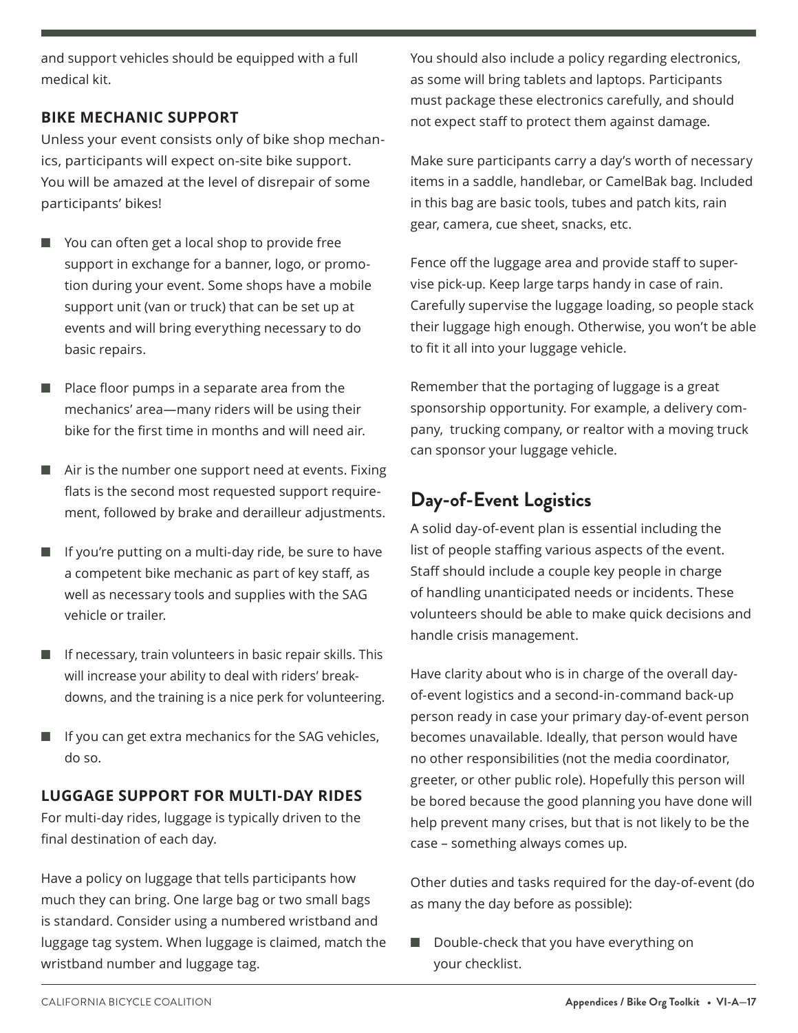and support vehicles should be equipped with a full medical kit.

### BIKE MECHANIC SUPPORT

Unless your event consists only of bike shop mechanics, participants will expect on-site bike support. You will be amazed at the level of disrepair of some participants' bikes!

- You can often get a local shop to provide free support in exchange for a banner, logo, or promotion during your event. Some shops have a mobile support unit (van or truck) that can be set up at events and will bring everything necessary to do basic repairs.
- Place floor pumps in a separate area from the mechanics' area—many riders will be using their bike for the first time in months and will need air.
- Air is the number one support need at events. Fixing flats is the second most requested support requirement, followed by brake and derailleur adjustments.
- If you're putting on a multi-day ride, be sure to have a competent bike mechanic as part of key staff, as well as necessary tools and supplies with the SAG vehicle or trailer.
- If necessary, train volunteers in basic repair skills. This will increase your ability to deal with riders' breakdowns, and the training is a nice perk for volunteering.
- If you can get extra mechanics for the SAG vehicles, do so.

### LUGGAGE SUPPORT FOR MULTI-DAY RIDES

For multi-day rides, luggage is typically driven to the final destination of each day.

Have a policy on luggage that tells participants how much they can bring. One large bag or two small bags is standard. Consider using a numbered wristband and luggage tag system. When luggage is claimed, match the wristband number and luggage tag.

You should also include a policy regarding electronics, as some will bring tablets and laptops. Participants must package these electronics carefully, and should not expect staff to protect them against damage.

Make sure participants carry a day's worth of necessary items in a saddle, handlebar, or CamelBak bag. Included in this bag are basic tools, tubes and patch kits, rain gear, camera, cue sheet, snacks, etc.

Fence off the luggage area and provide staff to supervise pick-up. Keep large tarps handy in case of rain. Carefully supervise the luggage loading, so people stack their luggage high enough. Otherwise, you won't be able to fit it all into your luggage vehicle.

Remember that the portaging of luggage is a great sponsorship opportunity. For example, a delivery company, trucking company, or realtor with a moving truck can sponsor your luggage vehicle.

## Day-of-Event Logistics

A solid day-of-event plan is essential including the list of people staffing various aspects of the event. Staff should include a couple key people in charge of handling unanticipated needs or incidents. These volunteers should be able to make quick decisions and handle crisis management.

Have clarity about who is in charge of the overall day-of-event logistics and a second-in-command back-up person ready in case your primary day-of-event person becomes unavailable. Ideally, that person would have no other responsibilities (not the media coordinator, greeter, or other public role). Hopefully this person will be bored because the good planning you have done will help prevent many crises, but that is not likely to be the case – something always comes up.

Other duties and tasks required for the day-of-event (do as many the day before as possible):

- Double-check that you have everything on your checklist.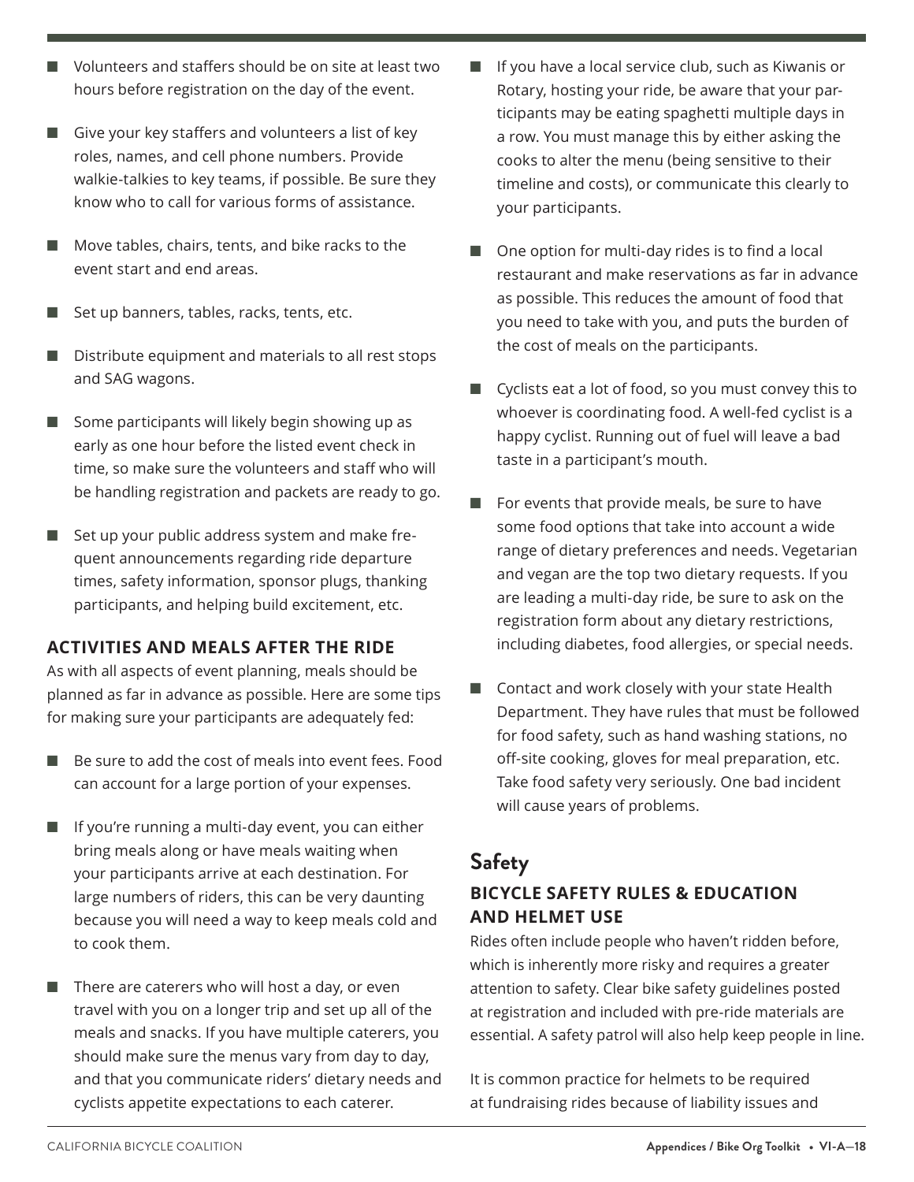- Volunteers and staffers should be on site at least two hours before registration on the day of the event.
- Give your key staffers and volunteers a list of key roles, names, and cell phone numbers. Provide walkie-talkies to key teams, if possible. Be sure they know who to call for various forms of assistance.
- Move tables, chairs, tents, and bike racks to the event start and end areas.
- Set up banners, tables, racks, tents, etc.
- Distribute equipment and materials to all rest stops and SAG wagons.
- Some participants will likely begin showing up as early as one hour before the listed event check in time, so make sure the volunteers and staff who will be handling registration and packets are ready to go.
- Set up your public address system and make frequent announcements regarding ride departure times, safety information, sponsor plugs, thanking participants, and helping build excitement, etc.

### ACTIVITIES AND MEALS AFTER THE RIDE

As with all aspects of event planning, meals should be planned as far in advance as possible. Here are some tips for making sure your participants are adequately fed:

- Be sure to add the cost of meals into event fees. Food can account for a large portion of your expenses.
- If you're running a multi-day event, you can either bring meals along or have meals waiting when your participants arrive at each destination. For large numbers of riders, this can be very daunting because you will need a way to keep meals cold and to cook them.
- There are caterers who will host a day, or even travel with you on a longer trip and set up all of the meals and snacks. If you have multiple caterers, you should make sure the menus vary from day to day, and that you communicate riders' dietary needs and cyclists appetite expectations to each caterer.
- If you have a local service club, such as Kiwanis or Rotary, hosting your ride, be aware that your participants may be eating spaghetti multiple days in a row. You must manage this by either asking the cooks to alter the menu (being sensitive to their timeline and costs), or communicate this clearly to your participants.
- One option for multi-day rides is to find a local restaurant and make reservations as far in advance as possible. This reduces the amount of food that you need to take with you, and puts the burden of the cost of meals on the participants.
- Cyclists eat a lot of food, so you must convey this to whoever is coordinating food. A well-fed cyclist is a happy cyclist. Running out of fuel will leave a bad taste in a participant's mouth.
- For events that provide meals, be sure to have some food options that take into account a wide range of dietary preferences and needs. Vegetarian and vegan are the top two dietary requests. If you are leading a multi-day ride, be sure to ask on the registration form about any dietary restrictions, including diabetes, food allergies, or special needs.
- Contact and work closely with your state Health Department. They have rules that must be followed for food safety, such as hand washing stations, no off-site cooking, gloves for meal preparation, etc. Take food safety very seriously. One bad incident will cause years of problems.

## Safety

### BICYCLE SAFETY RULES & EDUCATION AND HELMET USE

Rides often include people who haven't ridden before, which is inherently more risky and requires a greater attention to safety. Clear bike safety guidelines posted at registration and included with pre-ride materials are essential. A safety patrol will also help keep people in line.

It is common practice for helmets to be required at fundraising rides because of liability issues and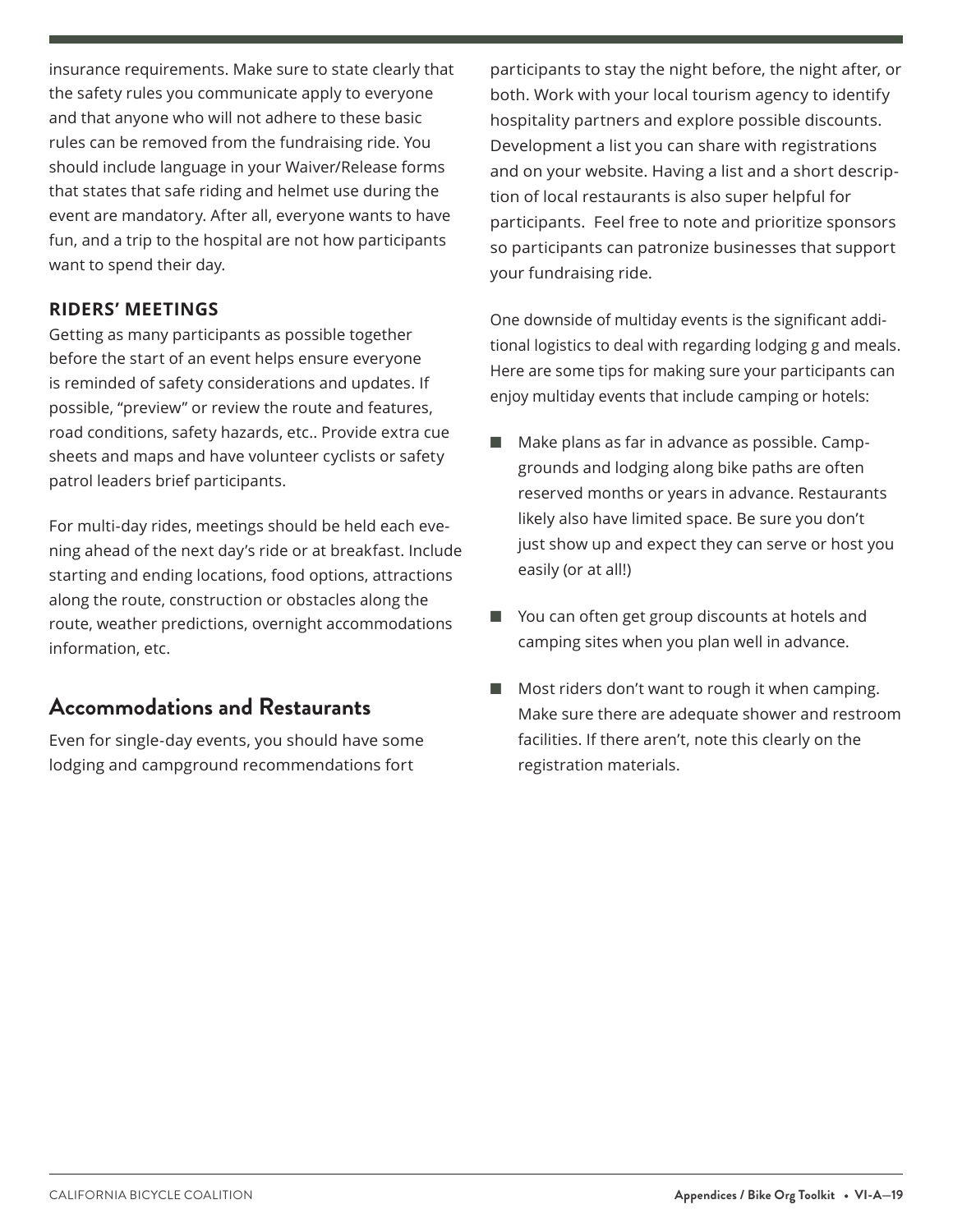insurance requirements. Make sure to state clearly that the safety rules you communicate apply to everyone and that anyone who will not adhere to these basic rules can be removed from the fundraising ride. You should include language in your Waiver/Release forms that states that safe riding and helmet use during the event are mandatory. After all, everyone wants to have fun, and a trip to the hospital are not how participants want to spend their day.

### RIDERS' MEETINGS

Getting as many participants as possible together before the start of an event helps ensure everyone is reminded of safety considerations and updates. If possible, "preview" or review the route and features, road conditions, safety hazards, etc.. Provide extra cue sheets and maps and have volunteer cyclists or safety patrol leaders brief participants.

For multi-day rides, meetings should be held each evening ahead of the next day's ride or at breakfast. Include starting and ending locations, food options, attractions along the route, construction or obstacles along the route, weather predictions, overnight accommodations information, etc.

## Accommodations and Restaurants

Even for single-day events, you should have some lodging and campground recommendations fort participants to stay the night before, the night after, or both. Work with your local tourism agency to identify hospitality partners and explore possible discounts. Development a list you can share with registrations and on your website. Having a list and a short description of local restaurants is also super helpful for participants. Feel free to note and prioritize sponsors so participants can patronize businesses that support your fundraising ride.

One downside of multiday events is the significant additional logistics to deal with regarding lodging g and meals. Here are some tips for making sure your participants can enjoy multiday events that include camping or hotels:

- Make plans as far in advance as possible. Campgrounds and lodging along bike paths are often reserved months or years in advance. Restaurants likely also have limited space. Be sure you don't just show up and expect they can serve or host you easily (or at all!)
- You can often get group discounts at hotels and camping sites when you plan well in advance.
- Most riders don't want to rough it when camping. Make sure there are adequate shower and restroom facilities. If there aren't, note this clearly on the registration materials.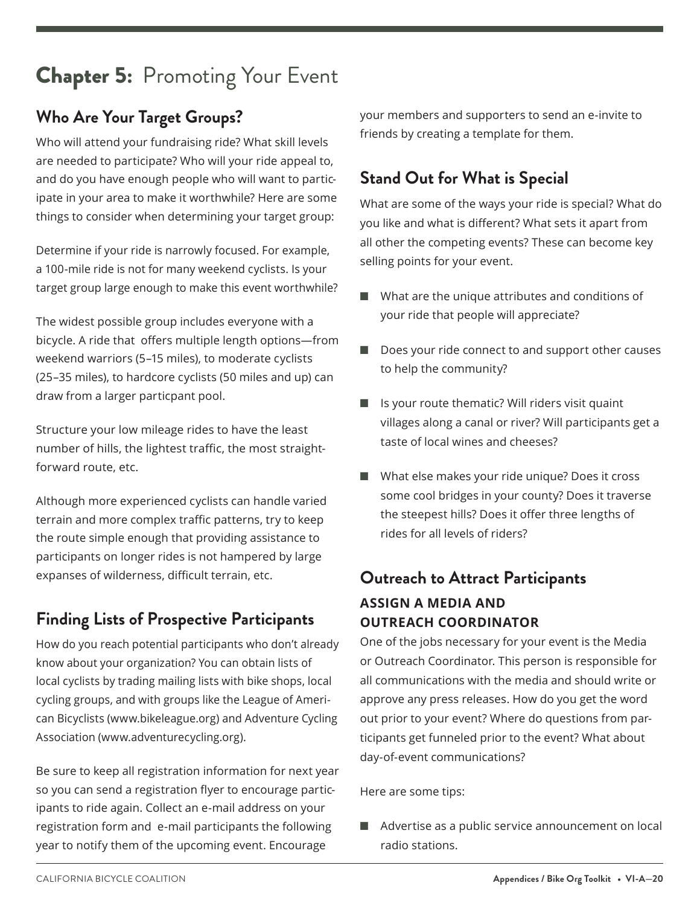# Chapter 5: Promoting Your Event

## Who Are Your Target Groups?

Who will attend your fundraising ride? What skill levels are needed to participate? Who will your ride appeal to, and do you have enough people who will want to participate in your area to make it worthwhile? Here are some things to consider when determining your target group:

Determine if your ride is narrowly focused. For example, a 100-mile ride is not for many weekend cyclists. Is your target group large enough to make this event worthwhile?

The widest possible group includes everyone with a bicycle. A ride that offers multiple length options—from weekend warriors (5–15 miles), to moderate cyclists (25–35 miles), to hardcore cyclists (50 miles and up) can draw from a larger particpant pool.

Structure your low mileage rides to have the least number of hills, the lightest traffic, the most straightforward route, etc.

Although more experienced cyclists can handle varied terrain and more complex traffic patterns, try to keep the route simple enough that providing assistance to participants on longer rides is not hampered by large expanses of wilderness, difficult terrain, etc.

## Finding Lists of Prospective Participants

How do you reach potential participants who don't already know about your organization? You can obtain lists of local cyclists by trading mailing lists with bike shops, local cycling groups, and with groups like the League of American Bicyclists (www.bikeleague.org) and Adventure Cycling Association (www.adventurecycling.org).

Be sure to keep all registration information for next year so you can send a registration flyer to encourage participants to ride again. Collect an e-mail address on your registration form and e-mail participants the following year to notify them of the upcoming event. Encourage your members and supporters to send an e-invite to friends by creating a template for them.

## Stand Out for What is Special

What are some of the ways your ride is special? What do you like and what is different? What sets it apart from all other the competing events? These can become key selling points for your event.

- What are the unique attributes and conditions of your ride that people will appreciate?
- Does your ride connect to and support other causes to help the community?
- Is your route thematic? Will riders visit quaint villages along a canal or river? Will participants get a taste of local wines and cheeses?
- What else makes your ride unique? Does it cross some cool bridges in your county? Does it traverse the steepest hills? Does it offer three lengths of rides for all levels of riders?

## Outreach to Attract Participants

### ASSIGN A MEDIA AND OUTREACH COORDINATOR

One of the jobs necessary for your event is the Media or Outreach Coordinator. This person is responsible for all communications with the media and should write or approve any press releases. How do you get the word out prior to your event? Where do questions from participants get funneled prior to the event? What about day-of-event communications?

Here are some tips:

- Advertise as a public service announcement on local radio stations.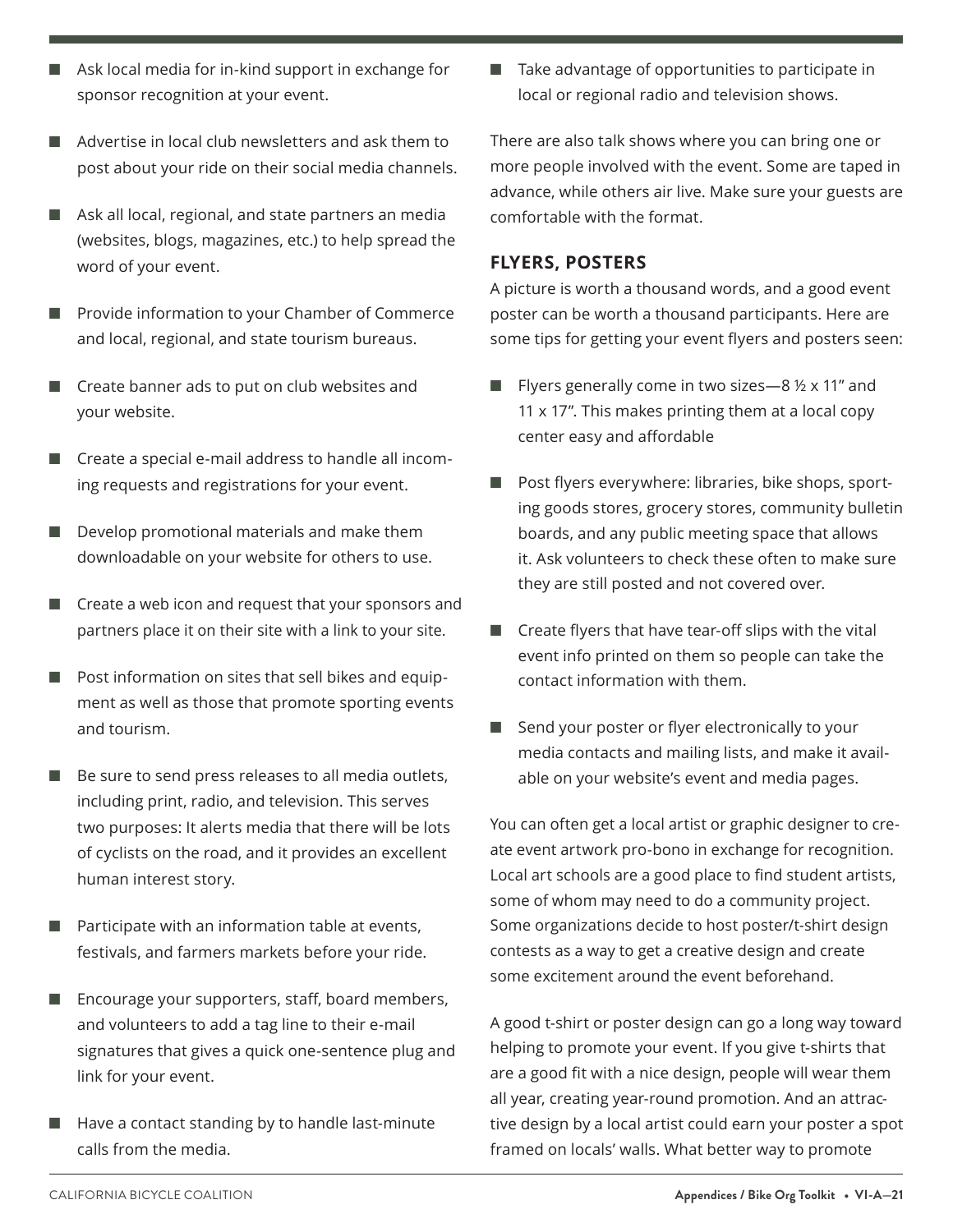- Ask local media for in-kind support in exchange for sponsor recognition at your event.
- Advertise in local club newsletters and ask them to post about your ride on their social media channels.
- Ask all local, regional, and state partners an media (websites, blogs, magazines, etc.) to help spread the word of your event.
- Provide information to your Chamber of Commerce and local, regional, and state tourism bureaus.
- Create banner ads to put on club websites and your website.
- Create a special e-mail address to handle all incoming requests and registrations for your event.
- Develop promotional materials and make them downloadable on your website for others to use.
- Create a web icon and request that your sponsors and partners place it on their site with a link to your site.
- Post information on sites that sell bikes and equipment as well as those that promote sporting events and tourism.
- Be sure to send press releases to all media outlets, including print, radio, and television. This serves two purposes: It alerts media that there will be lots of cyclists on the road, and it provides an excellent human interest story.
- Participate with an information table at events, festivals, and farmers markets before your ride.
- Encourage your supporters, staff, board members, and volunteers to add a tag line to their e-mail signatures that gives a quick one-sentence plug and link for your event.
- Have a contact standing by to handle last-minute calls from the media.
- Take advantage of opportunities to participate in local or regional radio and television shows.

There are also talk shows where you can bring one or more people involved with the event. Some are taped in advance, while others air live. Make sure your guests are comfortable with the format.

### FLYERS, POSTERS

A picture is worth a thousand words, and a good event poster can be worth a thousand participants. Here are some tips for getting your event flyers and posters seen:

- Flyers generally come in two sizes—8 ½ x 11" and 11 x 17". This makes printing them at a local copy center easy and affordable
- Post flyers everywhere: libraries, bike shops, sporting goods stores, grocery stores, community bulletin boards, and any public meeting space that allows it. Ask volunteers to check these often to make sure they are still posted and not covered over.
- Create flyers that have tear-off slips with the vital event info printed on them so people can take the contact information with them.
- Send your poster or flyer electronically to your media contacts and mailing lists, and make it available on your website's event and media pages.

You can often get a local artist or graphic designer to create event artwork pro-bono in exchange for recognition. Local art schools are a good place to find student artists, some of whom may need to do a community project. Some organizations decide to host poster/t-shirt design contests as a way to get a creative design and create some excitement around the event beforehand.

A good t-shirt or poster design can go a long way toward helping to promote your event. If you give t-shirts that are a good fit with a nice design, people will wear them all year, creating year-round promotion. And an attractive design by a local artist could earn your poster a spot framed on locals' walls. What better way to promote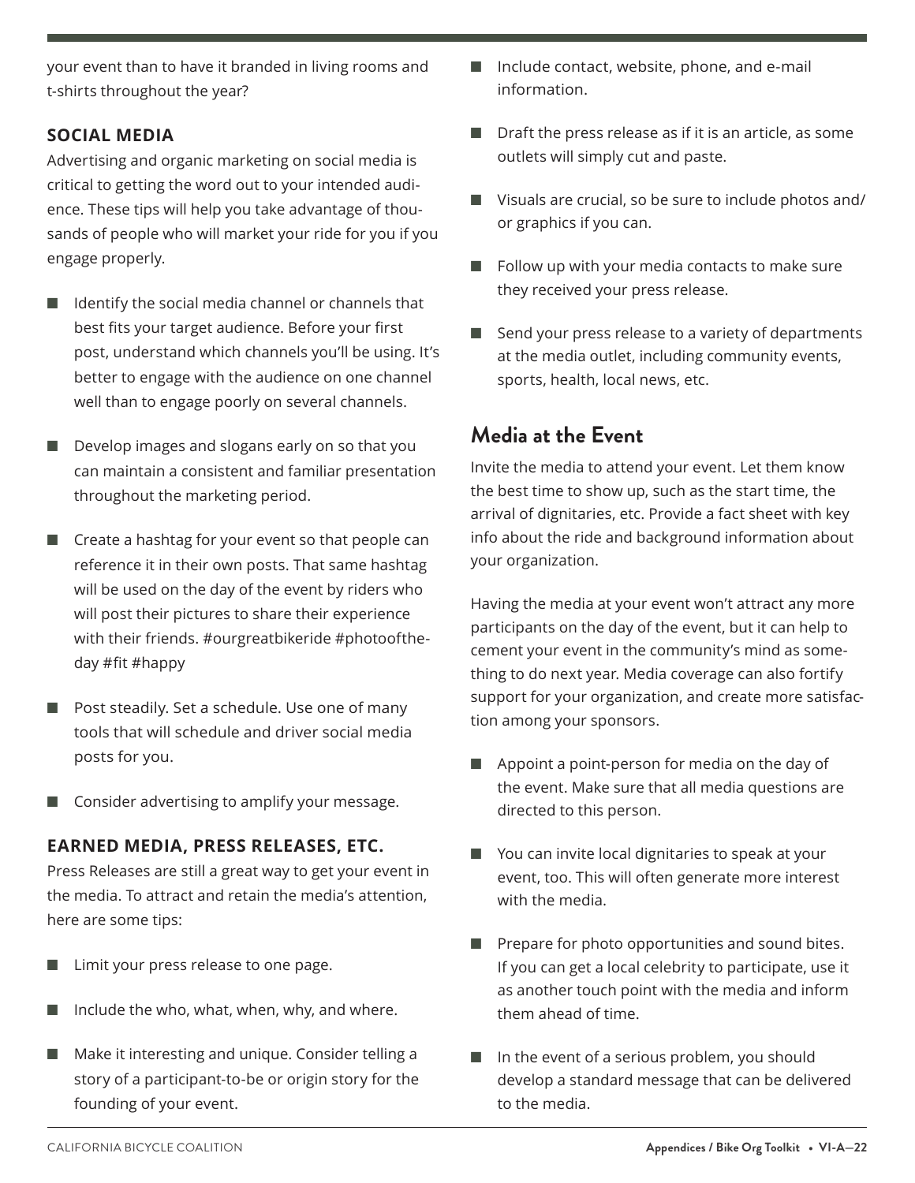your event than to have it branded in living rooms and t-shirts throughout the year?

### SOCIAL MEDIA

Advertising and organic marketing on social media is critical to getting the word out to your intended audience. These tips will help you take advantage of thousands of people who will market your ride for you if you engage properly.

- Identify the social media channel or channels that best fits your target audience. Before your first post, understand which channels you'll be using. It's better to engage with the audience on one channel well than to engage poorly on several channels.
- Develop images and slogans early on so that you can maintain a consistent and familiar presentation throughout the marketing period.
- Create a hashtag for your event so that people can reference it in their own posts. That same hashtag will be used on the day of the event by riders who will post their pictures to share their experience with their friends. #ourgreatbikeride #photooftheday #fit #happy
- Post steadily. Set a schedule. Use one of many tools that will schedule and driver social media posts for you.
- Consider advertising to amplify your message.

### EARNED MEDIA, PRESS RELEASES, ETC.

Press Releases are still a great way to get your event in the media. To attract and retain the media's attention, here are some tips:

- Limit your press release to one page.
- Include the who, what, when, why, and where.
- Make it interesting and unique. Consider telling a story of a participant-to-be or origin story for the founding of your event.
- Include contact, website, phone, and e-mail information.
- Draft the press release as if it is an article, as some outlets will simply cut and paste.
- Visuals are crucial, so be sure to include photos and/or graphics if you can.
- Follow up with your media contacts to make sure they received your press release.
- Send your press release to a variety of departments at the media outlet, including community events, sports, health, local news, etc.

## Media at the Event

Invite the media to attend your event. Let them know the best time to show up, such as the start time, the arrival of dignitaries, etc. Provide a fact sheet with key info about the ride and background information about your organization.

Having the media at your event won't attract any more participants on the day of the event, but it can help to cement your event in the community's mind as something to do next year. Media coverage can also fortify support for your organization, and create more satisfaction among your sponsors.

- Appoint a point-person for media on the day of the event. Make sure that all media questions are directed to this person.
- You can invite local dignitaries to speak at your event, too. This will often generate more interest with the media.
- Prepare for photo opportunities and sound bites. If you can get a local celebrity to participate, use it as another touch point with the media and inform them ahead of time.
- In the event of a serious problem, you should develop a standard message that can be delivered to the media.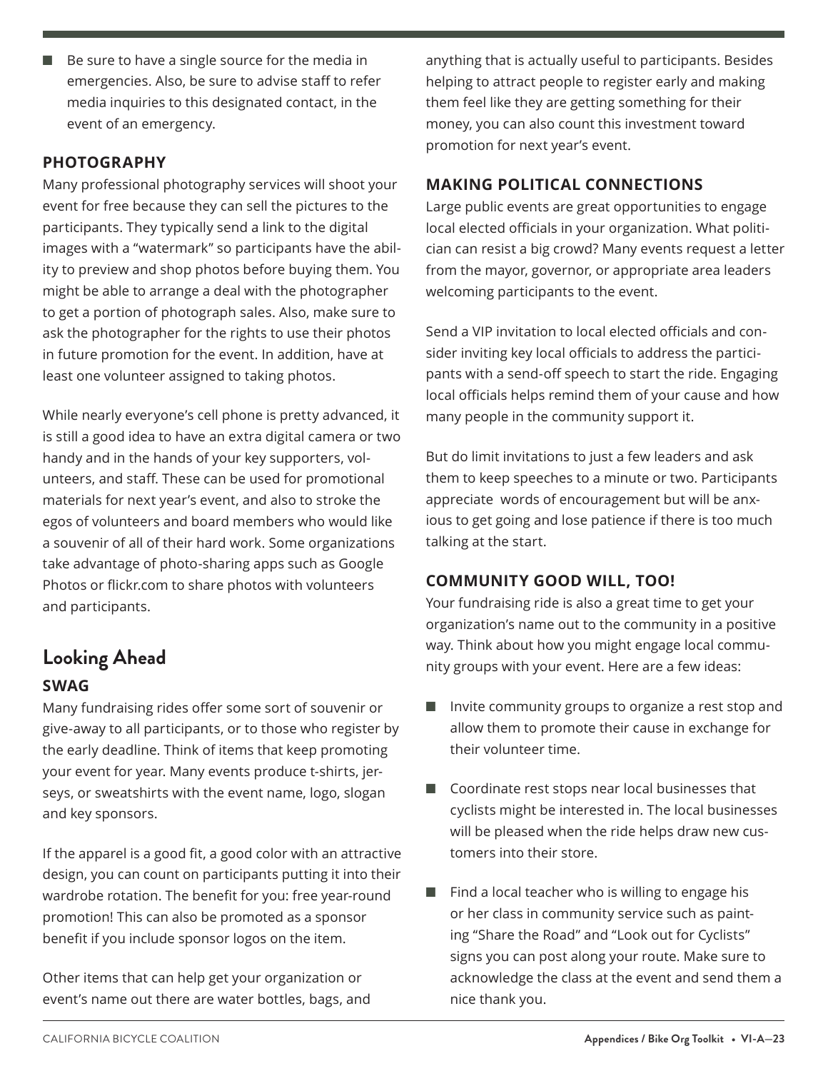- Be sure to have a single source for the media in emergencies. Also, be sure to advise staff to refer media inquiries to this designated contact, in the event of an emergency.

### PHOTOGRAPHY

Many professional photography services will shoot your event for free because they can sell the pictures to the participants. They typically send a link to the digital images with a "watermark" so participants have the ability to preview and shop photos before buying them. You might be able to arrange a deal with the photographer to get a portion of photograph sales. Also, make sure to ask the photographer for the rights to use their photos in future promotion for the event. In addition, have at least one volunteer assigned to taking photos.

While nearly everyone's cell phone is pretty advanced, it is still a good idea to have an extra digital camera or two handy and in the hands of your key supporters, volunteers, and staff. These can be used for promotional materials for next year's event, and also to stroke the egos of volunteers and board members who would like a souvenir of all of their hard work. Some organizations take advantage of photo-sharing apps such as Google Photos or flickr.com to share photos with volunteers and participants.

## Looking Ahead

### SWAG

Many fundraising rides offer some sort of souvenir or give-away to all participants, or to those who register by the early deadline. Think of items that keep promoting your event for year. Many events produce t-shirts, jerseys, or sweatshirts with the event name, logo, slogan and key sponsors.

If the apparel is a good fit, a good color with an attractive design, you can count on participants putting it into their wardrobe rotation. The benefit for you: free year-round promotion! This can also be promoted as a sponsor benefit if you include sponsor logos on the item.

Other items that can help get your organization or event's name out there are water bottles, bags, and anything that is actually useful to participants. Besides helping to attract people to register early and making them feel like they are getting something for their money, you can also count this investment toward promotion for next year's event.

### MAKING POLITICAL CONNECTIONS

Large public events are great opportunities to engage local elected officials in your organization. What politician can resist a big crowd? Many events request a letter from the mayor, governor, or appropriate area leaders welcoming participants to the event.

Send a VIP invitation to local elected officials and consider inviting key local officials to address the participants with a send-off speech to start the ride. Engaging local officials helps remind them of your cause and how many people in the community support it.

But do limit invitations to just a few leaders and ask them to keep speeches to a minute or two. Participants appreciate words of encouragement but will be anxious to get going and lose patience if there is too much talking at the start.

### COMMUNITY GOOD WILL, TOO!

Your fundraising ride is also a great time to get your organization's name out to the community in a positive way. Think about how you might engage local community groups with your event. Here are a few ideas:

- Invite community groups to organize a rest stop and allow them to promote their cause in exchange for their volunteer time.
- Coordinate rest stops near local businesses that cyclists might be interested in. The local businesses will be pleased when the ride helps draw new customers into their store.
- Find a local teacher who is willing to engage his or her class in community service such as painting "Share the Road" and "Look out for Cyclists" signs you can post along your route. Make sure to acknowledge the class at the event and send them a nice thank you.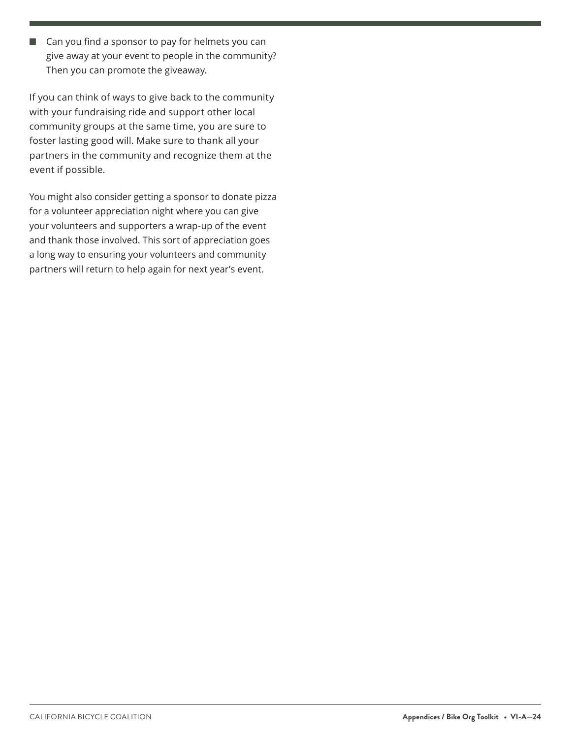- Can you find a sponsor to pay for helmets you can give away at your event to people in the community? Then you can promote the giveaway.

If you can think of ways to give back to the community with your fundraising ride and support other local community groups at the same time, you are sure to foster lasting good will. Make sure to thank all your partners in the community and recognize them at the event if possible.

You might also consider getting a sponsor to donate pizza for a volunteer appreciation night where you can give your volunteers and supporters a wrap-up of the event and thank those involved. This sort of appreciation goes a long way to ensuring your volunteers and community partners will return to help again for next year's event.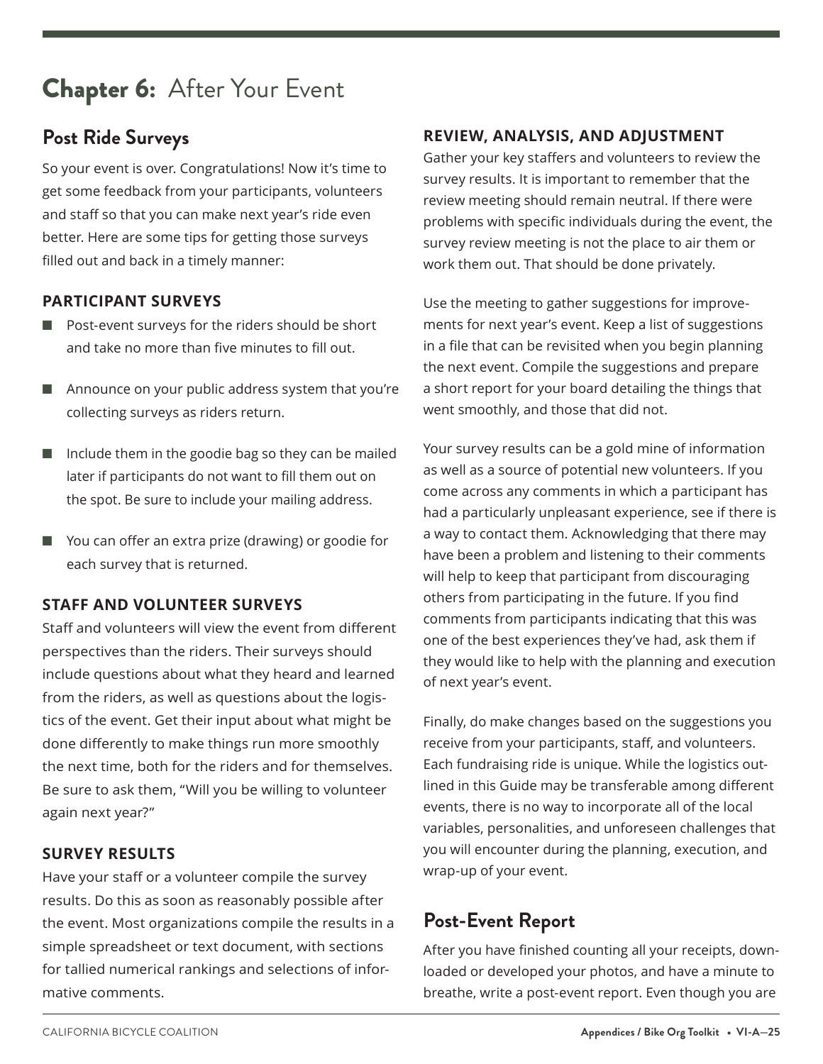# Chapter 6: After Your Event

## Post Ride Surveys

So your event is over. Congratulations! Now it's time to get some feedback from your participants, volunteers and staff so that you can make next year's ride even better. Here are some tips for getting those surveys filled out and back in a timely manner:

### PARTICIPANT SURVEYS

- Post-event surveys for the riders should be short and take no more than five minutes to fill out.
- Announce on your public address system that you're collecting surveys as riders return.
- Include them in the goodie bag so they can be mailed later if participants do not want to fill them out on the spot. Be sure to include your mailing address.
- You can offer an extra prize (drawing) or goodie for each survey that is returned.

### STAFF AND VOLUNTEER SURVEYS

Staff and volunteers will view the event from different perspectives than the riders. Their surveys should include questions about what they heard and learned from the riders, as well as questions about the logistics of the event. Get their input about what might be done differently to make things run more smoothly the next time, both for the riders and for themselves. Be sure to ask them, "Will you be willing to volunteer again next year?"

### SURVEY RESULTS

Have your staff or a volunteer compile the survey results. Do this as soon as reasonably possible after the event. Most organizations compile the results in a simple spreadsheet or text document, with sections for tallied numerical rankings and selections of informative comments.

### REVIEW, ANALYSIS, AND ADJUSTMENT

Gather your key staffers and volunteers to review the survey results. It is important to remember that the review meeting should remain neutral. If there were problems with specific individuals during the event, the survey review meeting is not the place to air them or work them out. That should be done privately.

Use the meeting to gather suggestions for improvements for next year's event. Keep a list of suggestions in a file that can be revisited when you begin planning the next event. Compile the suggestions and prepare a short report for your board detailing the things that went smoothly, and those that did not.

Your survey results can be a gold mine of information as well as a source of potential new volunteers. If you come across any comments in which a participant has had a particularly unpleasant experience, see if there is a way to contact them. Acknowledging that there may have been a problem and listening to their comments will help to keep that participant from discouraging others from participating in the future. If you find comments from participants indicating that this was one of the best experiences they've had, ask them if they would like to help with the planning and execution of next year's event.

Finally, do make changes based on the suggestions you receive from your participants, staff, and volunteers. Each fundraising ride is unique. While the logistics outlined in this Guide may be transferable among different events, there is no way to incorporate all of the local variables, personalities, and unforeseen challenges that you will encounter during the planning, execution, and wrap-up of your event.

## Post-Event Report

After you have finished counting all your receipts, downloaded or developed your photos, and have a minute to breathe, write a post-event report. Even though you are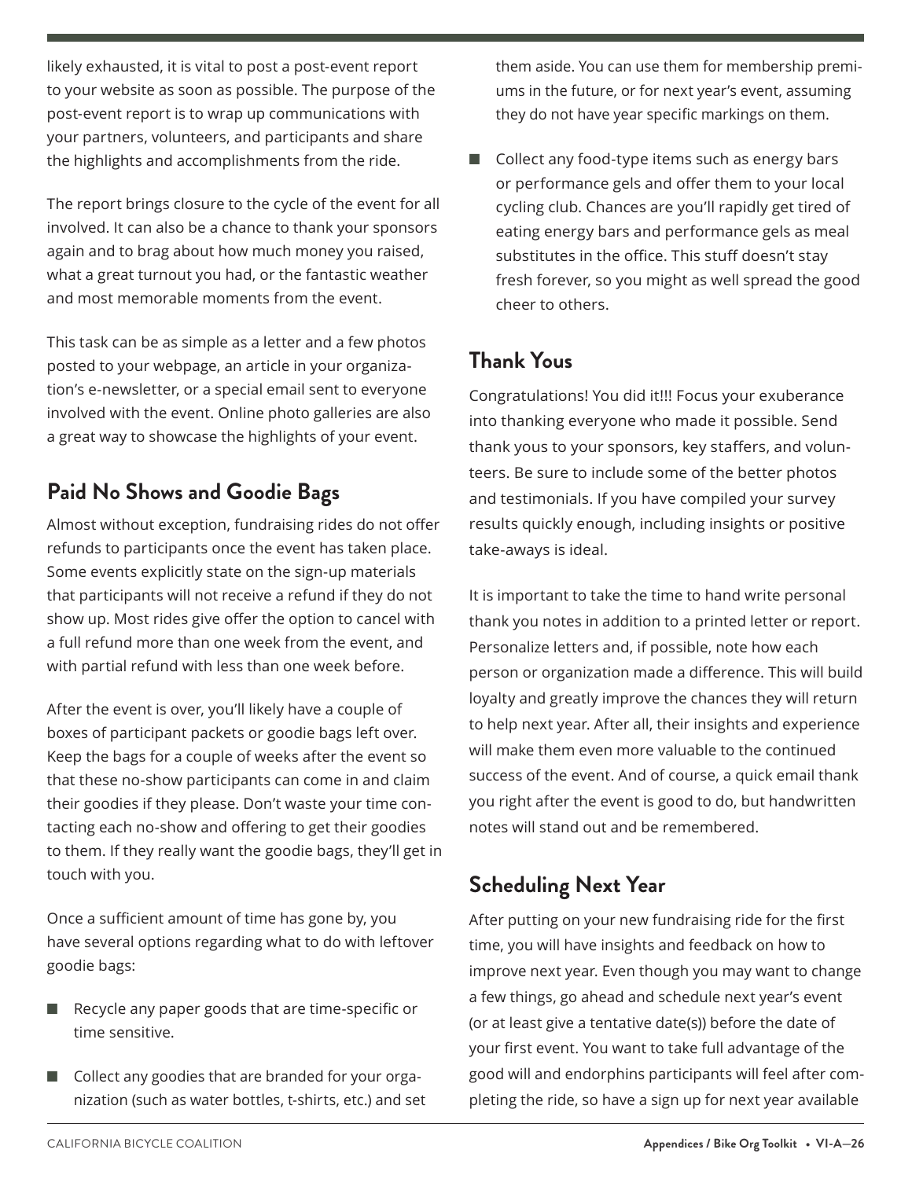likely exhausted, it is vital to post a post-event report to your website as soon as possible. The purpose of the post-event report is to wrap up communications with your partners, volunteers, and participants and share the highlights and accomplishments from the ride.

The report brings closure to the cycle of the event for all involved. It can also be a chance to thank your sponsors again and to brag about how much money you raised, what a great turnout you had, or the fantastic weather and most memorable moments from the event.

This task can be as simple as a letter and a few photos posted to your webpage, an article in your organization's e-newsletter, or a special email sent to everyone involved with the event. Online photo galleries are also a great way to showcase the highlights of your event.

## Paid No Shows and Goodie Bags

Almost without exception, fundraising rides do not offer refunds to participants once the event has taken place. Some events explicitly state on the sign-up materials that participants will not receive a refund if they do not show up. Most rides give offer the option to cancel with a full refund more than one week from the event, and with partial refund with less than one week before.

After the event is over, you'll likely have a couple of boxes of participant packets or goodie bags left over. Keep the bags for a couple of weeks after the event so that these no-show participants can come in and claim their goodies if they please. Don't waste your time contacting each no-show and offering to get their goodies to them. If they really want the goodie bags, they'll get in touch with you.

Once a sufficient amount of time has gone by, you have several options regarding what to do with leftover goodie bags:

- Recycle any paper goods that are time-specific or time sensitive.
- Collect any goodies that are branded for your organization (such as water bottles, t-shirts, etc.) and set them aside. You can use them for membership premiums in the future, or for next year's event, assuming they do not have year specific markings on them.
- Collect any food-type items such as energy bars or performance gels and offer them to your local cycling club. Chances are you'll rapidly get tired of eating energy bars and performance gels as meal substitutes in the office. This stuff doesn't stay fresh forever, so you might as well spread the good cheer to others.

## Thank Yous

Congratulations! You did it!!! Focus your exuberance into thanking everyone who made it possible. Send thank yous to your sponsors, key staffers, and volunteers. Be sure to include some of the better photos and testimonials. If you have compiled your survey results quickly enough, including insights or positive take-aways is ideal.

It is important to take the time to hand write personal thank you notes in addition to a printed letter or report. Personalize letters and, if possible, note how each person or organization made a difference. This will build loyalty and greatly improve the chances they will return to help next year. After all, their insights and experience will make them even more valuable to the continued success of the event. And of course, a quick email thank you right after the event is good to do, but handwritten notes will stand out and be remembered.

## Scheduling Next Year

After putting on your new fundraising ride for the first time, you will have insights and feedback on how to improve next year. Even though you may want to change a few things, go ahead and schedule next year's event (or at least give a tentative date(s)) before the date of your first event. You want to take full advantage of the good will and endorphins participants will feel after completing the ride, so have a sign up for next year available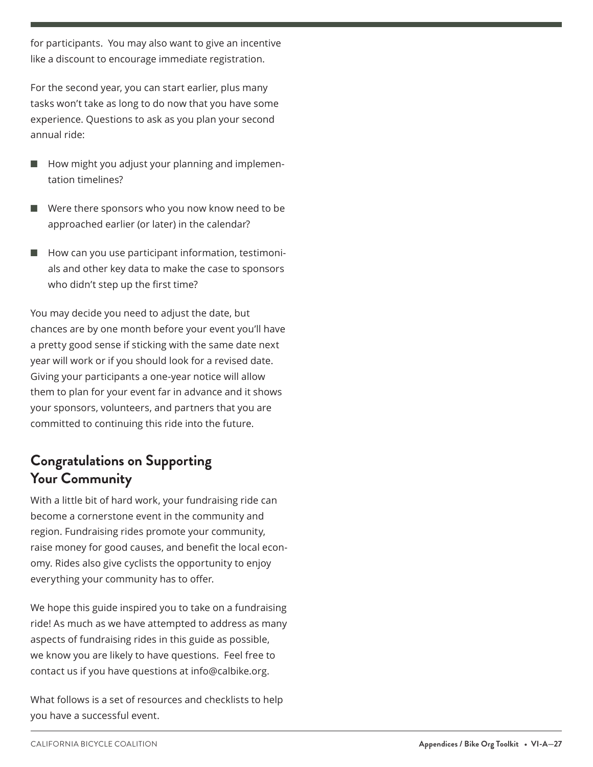for participants. You may also want to give an incentive like a discount to encourage immediate registration.

For the second year, you can start earlier, plus many tasks won't take as long to do now that you have some experience. Questions to ask as you plan your second annual ride:

- How might you adjust your planning and implementation timelines?
- Were there sponsors who you now know need to be approached earlier (or later) in the calendar?
- How can you use participant information, testimonials and other key data to make the case to sponsors who didn't step up the first time?

You may decide you need to adjust the date, but chances are by one month before your event you'll have a pretty good sense if sticking with the same date next year will work or if you should look for a revised date. Giving your participants a one-year notice will allow them to plan for your event far in advance and it shows your sponsors, volunteers, and partners that you are committed to continuing this ride into the future.

## Congratulations on Supporting Your Community

With a little bit of hard work, your fundraising ride can become a cornerstone event in the community and region. Fundraising rides promote your community, raise money for good causes, and benefit the local economy. Rides also give cyclists the opportunity to enjoy everything your community has to offer.

We hope this guide inspired you to take on a fundraising ride! As much as we have attempted to address as many aspects of fundraising rides in this guide as possible, we know you are likely to have questions. Feel free to contact us if you have questions at info@calbike.org.

What follows is a set of resources and checklists to help you have a successful event.